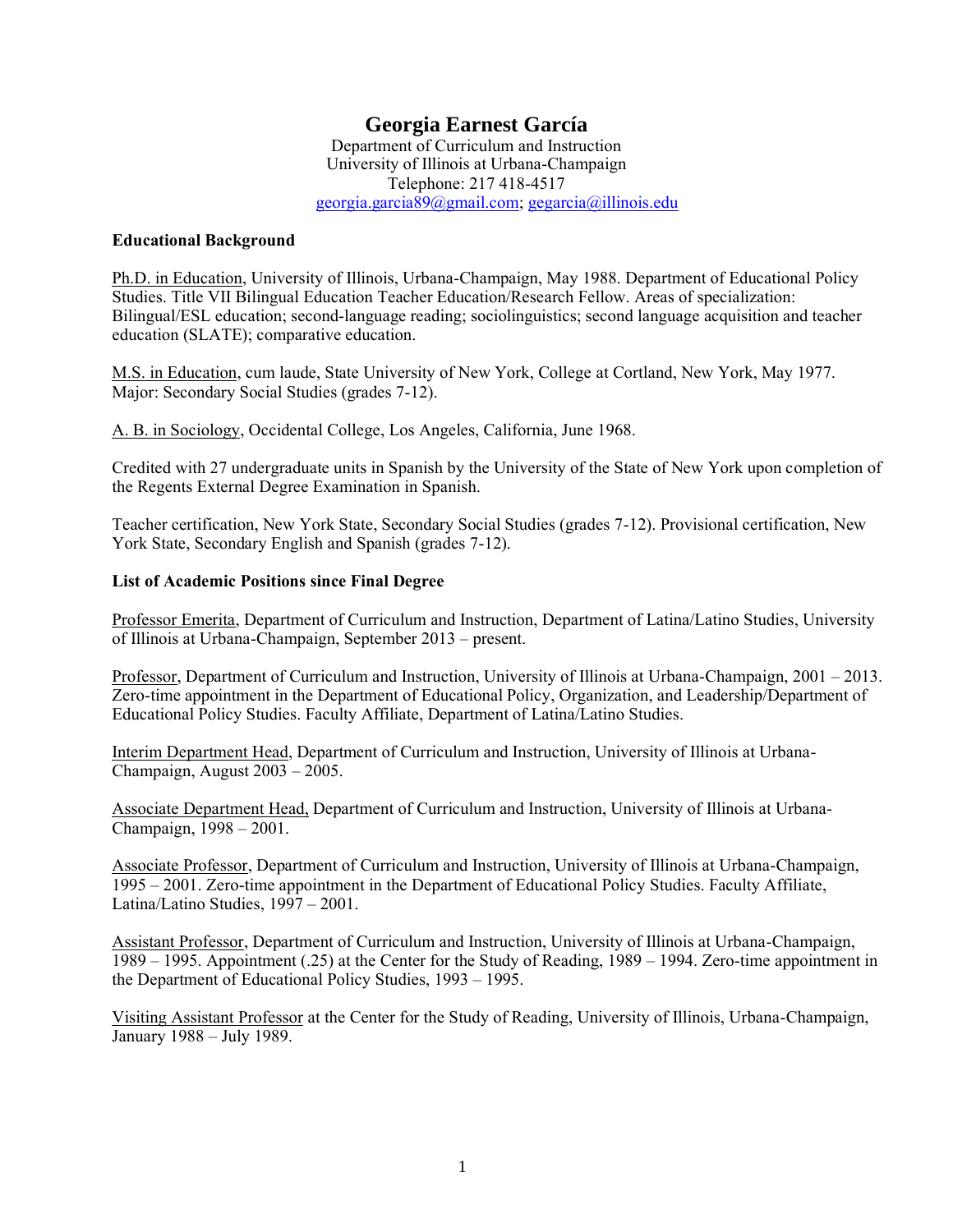# Georgia Earnest García

Department of Curriculum and Instruction
University of Illinois at Urbana-Champaign
Telephone: 217 418-4517
georgia.garcia89@gmail.com; gegarcia@illinois.edu

**Educational Background**

Ph.D. in Education, University of Illinois, Urbana-Champaign, May 1988. Department of Educational Policy Studies. Title VII Bilingual Education Teacher Education/Research Fellow. Areas of specialization: Bilingual/ESL education; second-language reading; sociolinguistics; second language acquisition and teacher education (SLATE); comparative education.

M.S. in Education, cum laude, State University of New York, College at Cortland, New York, May 1977. Major: Secondary Social Studies (grades 7-12).

A. B. in Sociology, Occidental College, Los Angeles, California, June 1968.

Credited with 27 undergraduate units in Spanish by the University of the State of New York upon completion of the Regents External Degree Examination in Spanish.

Teacher certification, New York State, Secondary Social Studies (grades 7-12). Provisional certification, New York State, Secondary English and Spanish (grades 7-12).

**List of Academic Positions since Final Degree**

Professor Emerita, Department of Curriculum and Instruction, Department of Latina/Latino Studies, University of Illinois at Urbana-Champaign, September 2013 – present.

Professor, Department of Curriculum and Instruction, University of Illinois at Urbana-Champaign, 2001 – 2013. Zero-time appointment in the Department of Educational Policy, Organization, and Leadership/Department of Educational Policy Studies. Faculty Affiliate, Department of Latina/Latino Studies.

Interim Department Head, Department of Curriculum and Instruction, University of Illinois at Urbana-Champaign, August 2003 – 2005.

Associate Department Head, Department of Curriculum and Instruction, University of Illinois at Urbana-Champaign, 1998 – 2001.

Associate Professor, Department of Curriculum and Instruction, University of Illinois at Urbana-Champaign, 1995 – 2001. Zero-time appointment in the Department of Educational Policy Studies. Faculty Affiliate, Latina/Latino Studies, 1997 – 2001.

Assistant Professor, Department of Curriculum and Instruction, University of Illinois at Urbana-Champaign, 1989 – 1995. Appointment (.25) at the Center for the Study of Reading, 1989 – 1994. Zero-time appointment in the Department of Educational Policy Studies, 1993 – 1995.

Visiting Assistant Professor at the Center for the Study of Reading, University of Illinois, Urbana-Champaign, January 1988 – July 1989.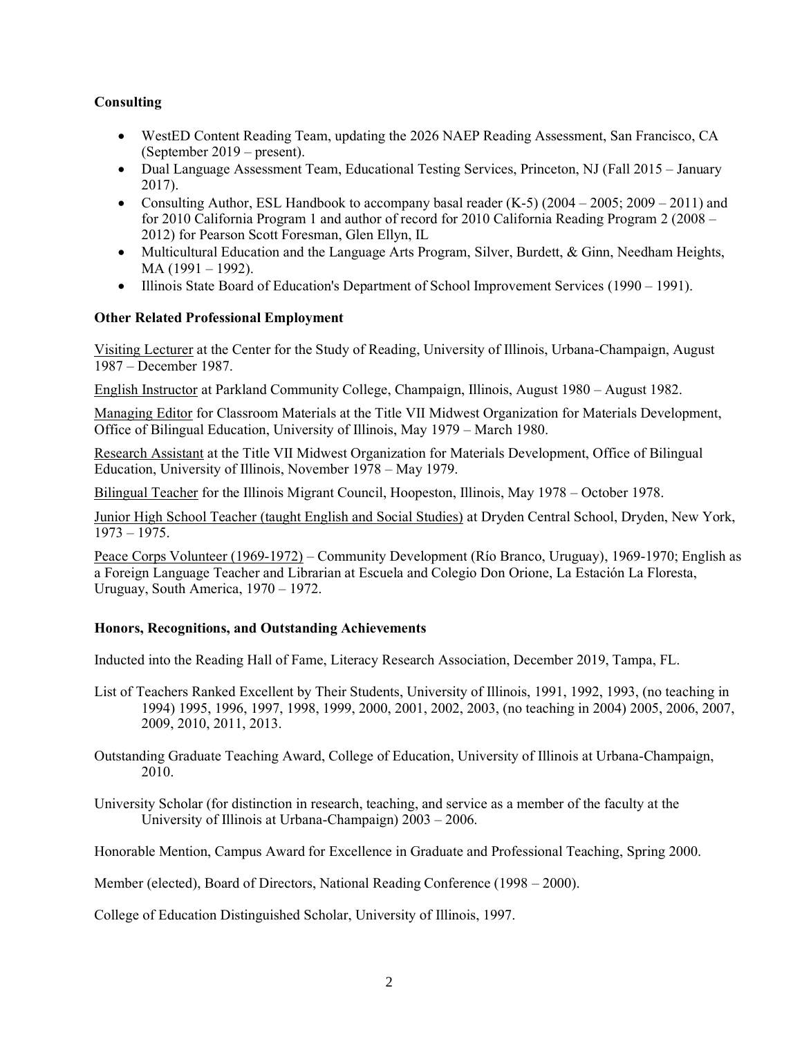### Consulting

- WestED Content Reading Team, updating the 2026 NAEP Reading Assessment, San Francisco, CA (September 2019 – present).
- Dual Language Assessment Team, Educational Testing Services, Princeton, NJ (Fall 2015 – January 2017).
- Consulting Author, ESL Handbook to accompany basal reader (K-5) (2004 – 2005; 2009 – 2011) and for 2010 California Program 1 and author of record for 2010 California Reading Program 2 (2008 – 2012) for Pearson Scott Foresman, Glen Ellyn, IL
- Multicultural Education and the Language Arts Program, Silver, Burdett, & Ginn, Needham Heights, MA (1991 – 1992).
- Illinois State Board of Education's Department of School Improvement Services (1990 – 1991).

### Other Related Professional Employment

<u>Visiting Lecturer</u> at the Center for the Study of Reading, University of Illinois, Urbana-Champaign, August 1987 – December 1987.

<u>English Instructor</u> at Parkland Community College, Champaign, Illinois, August 1980 – August 1982.

<u>Managing Editor</u> for Classroom Materials at the Title VII Midwest Organization for Materials Development, Office of Bilingual Education, University of Illinois, May 1979 – March 1980.

<u>Research Assistant</u> at the Title VII Midwest Organization for Materials Development, Office of Bilingual Education, University of Illinois, November 1978 – May 1979.

<u>Bilingual Teacher</u> for the Illinois Migrant Council, Hoopeston, Illinois, May 1978 – October 1978.

<u>Junior High School Teacher (taught English and Social Studies)</u> at Dryden Central School, Dryden, New York, 1973 – 1975.

<u>Peace Corps Volunteer (1969-1972)</u> – Community Development (Río Branco, Uruguay), 1969-1970; English as a Foreign Language Teacher and Librarian at Escuela and Colegio Don Orione, La Estación La Floresta, Uruguay, South America, 1970 – 1972.

### Honors, Recognitions, and Outstanding Achievements

Inducted into the Reading Hall of Fame, Literacy Research Association, December 2019, Tampa, FL.

List of Teachers Ranked Excellent by Their Students, University of Illinois, 1991, 1992, 1993, (no teaching in 1994) 1995, 1996, 1997, 1998, 1999, 2000, 2001, 2002, 2003, (no teaching in 2004) 2005, 2006, 2007, 2009, 2010, 2011, 2013.

Outstanding Graduate Teaching Award, College of Education, University of Illinois at Urbana-Champaign, 2010.

University Scholar (for distinction in research, teaching, and service as a member of the faculty at the University of Illinois at Urbana-Champaign) 2003 – 2006.

Honorable Mention, Campus Award for Excellence in Graduate and Professional Teaching, Spring 2000.

Member (elected), Board of Directors, National Reading Conference (1998 – 2000).

College of Education Distinguished Scholar, University of Illinois, 1997.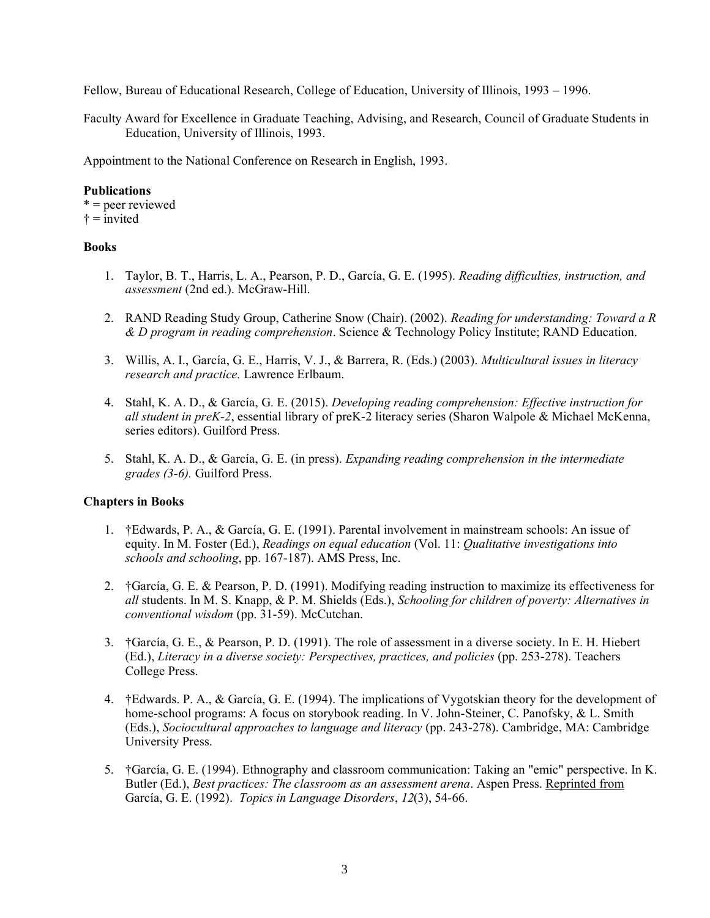Fellow, Bureau of Educational Research, College of Education, University of Illinois, 1993 – 1996.

Faculty Award for Excellence in Graduate Teaching, Advising, and Research, Council of Graduate Students in Education, University of Illinois, 1993.

Appointment to the National Conference on Research in English, 1993.

**Publications**

\* = peer reviewed
† = invited

**Books**

1. Taylor, B. T., Harris, L. A., Pearson, P. D., García, G. E. (1995). *Reading difficulties, instruction, and assessment* (2nd ed.). McGraw-Hill.

2. RAND Reading Study Group, Catherine Snow (Chair). (2002). *Reading for understanding: Toward a R & D program in reading comprehension*. Science & Technology Policy Institute; RAND Education.

3. Willis, A. I., García, G. E., Harris, V. J., & Barrera, R. (Eds.) (2003). *Multicultural issues in literacy research and practice.* Lawrence Erlbaum.

4. Stahl, K. A. D., & García, G. E. (2015). *Developing reading comprehension: Effective instruction for all student in preK-2*, essential library of preK-2 literacy series (Sharon Walpole & Michael McKenna, series editors). Guilford Press.

5. Stahl, K. A. D., & García, G. E. (in press). *Expanding reading comprehension in the intermediate grades (3-6).* Guilford Press.

**Chapters in Books**

1. †Edwards, P. A., & García, G. E. (1991). Parental involvement in mainstream schools: An issue of equity. In M. Foster (Ed.), *Readings on equal education* (Vol. 11: *Qualitative investigations into schools and schooling*, pp. 167-187). AMS Press, Inc.

2. †García, G. E. & Pearson, P. D. (1991). Modifying reading instruction to maximize its effectiveness for *all* students. In M. S. Knapp, & P. M. Shields (Eds.), *Schooling for children of poverty: Alternatives in conventional wisdom* (pp. 31-59). McCutchan.

3. †García, G. E., & Pearson, P. D. (1991). The role of assessment in a diverse society. In E. H. Hiebert (Ed.), *Literacy in a diverse society: Perspectives, practices, and policies* (pp. 253-278). Teachers College Press.

4. †Edwards. P. A., & García, G. E. (1994). The implications of Vygotskian theory for the development of home-school programs: A focus on storybook reading. In V. John-Steiner, C. Panofsky, & L. Smith (Eds.), *Sociocultural approaches to language and literacy* (pp. 243-278). Cambridge, MA: Cambridge University Press.

5. †García, G. E. (1994). Ethnography and classroom communication: Taking an "emic" perspective. In K. Butler (Ed.), *Best practices: The classroom as an assessment arena*. Aspen Press. Reprinted from García, G. E. (1992). *Topics in Language Disorders*, *12*(3), 54-66.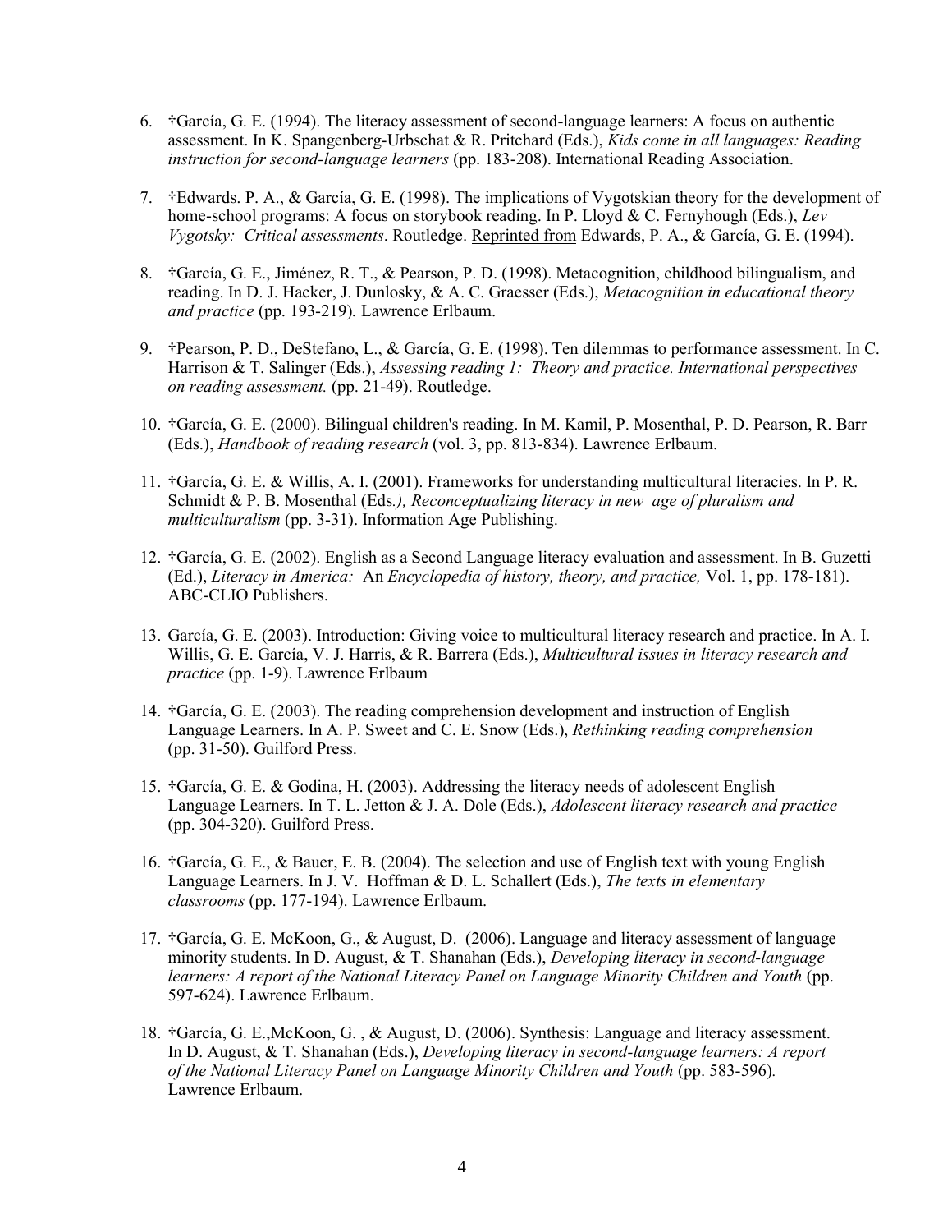6. †García, G. E. (1994). The literacy assessment of second-language learners: A focus on authentic assessment. In K. Spangenberg-Urbschat & R. Pritchard (Eds.), *Kids come in all languages: Reading instruction for second-language learners* (pp. 183-208). International Reading Association.

7. †Edwards. P. A., & García, G. E. (1998). The implications of Vygotskian theory for the development of home-school programs: A focus on storybook reading. In P. Lloyd & C. Fernyhough (Eds.), *Lev Vygotsky: Critical assessments*. Routledge. Reprinted from Edwards, P. A., & García, G. E. (1994).

8. †García, G. E., Jiménez, R. T., & Pearson, P. D. (1998). Metacognition, childhood bilingualism, and reading. In D. J. Hacker, J. Dunlosky, & A. C. Graesser (Eds.), *Metacognition in educational theory and practice* (pp. 193-219)*.* Lawrence Erlbaum.

9. †Pearson, P. D., DeStefano, L., & García, G. E. (1998). Ten dilemmas to performance assessment. In C. Harrison & T. Salinger (Eds.), *Assessing reading 1: Theory and practice. International perspectives on reading assessment.* (pp. 21-49). Routledge.

10. †García, G. E. (2000). Bilingual children's reading. In M. Kamil, P. Mosenthal, P. D. Pearson, R. Barr (Eds.), *Handbook of reading research* (vol. 3, pp. 813-834). Lawrence Erlbaum.

11. †García, G. E. & Willis, A. I. (2001). Frameworks for understanding multicultural literacies. In P. R. Schmidt & P. B. Mosenthal (Eds*.), Reconceptualizing literacy in new age of pluralism and multiculturalism* (pp. 3-31). Information Age Publishing.

12. †García, G. E. (2002). English as a Second Language literacy evaluation and assessment. In B. Guzetti (Ed.), *Literacy in America:* An *Encyclopedia of history, theory, and practice,* Vol. 1, pp. 178-181). ABC-CLIO Publishers.

13. García, G. E. (2003). Introduction: Giving voice to multicultural literacy research and practice. In A. I. Willis, G. E. García, V. J. Harris, & R. Barrera (Eds.), *Multicultural issues in literacy research and practice* (pp. 1-9). Lawrence Erlbaum

14. †García, G. E. (2003). The reading comprehension development and instruction of English Language Learners. In A. P. Sweet and C. E. Snow (Eds.), *Rethinking reading comprehension* (pp. 31-50). Guilford Press.

15. **†**García, G. E. & Godina, H. (2003). Addressing the literacy needs of adolescent English Language Learners. In T. L. Jetton & J. A. Dole (Eds.), *Adolescent literacy research and practice* (pp. 304-320). Guilford Press.

16. †García, G. E., & Bauer, E. B. (2004). The selection and use of English text with young English Language Learners. In J. V. Hoffman & D. L. Schallert (Eds.), *The texts in elementary classrooms* (pp. 177-194). Lawrence Erlbaum.

17. †García, G. E. McKoon, G., & August, D. (2006). Language and literacy assessment of language minority students. In D. August, & T. Shanahan (Eds.), *Developing literacy in second-language learners: A report of the National Literacy Panel on Language Minority Children and Youth* (pp. 597-624). Lawrence Erlbaum.

18. †García, G. E.,McKoon, G. , & August, D. (2006). Synthesis: Language and literacy assessment. In D. August, & T. Shanahan (Eds.), *Developing literacy in second-language learners: A report of the National Literacy Panel on Language Minority Children and Youth* (pp. 583-596)*.* Lawrence Erlbaum.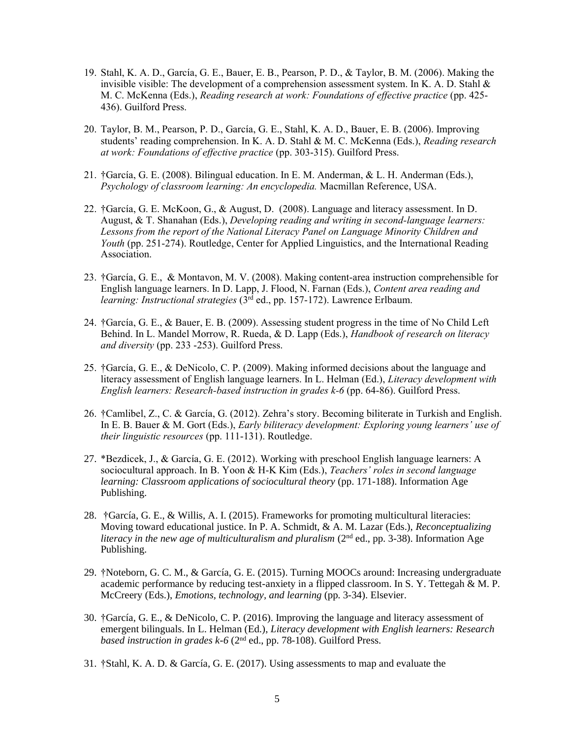19. Stahl, K. A. D., García, G. E., Bauer, E. B., Pearson, P. D., & Taylor, B. M. (2006). Making the invisible visible: The development of a comprehension assessment system. In K. A. D. Stahl & M. C. McKenna (Eds.), *Reading research at work: Foundations of effective practice* (pp. 425-436). Guilford Press.

20. Taylor, B. M., Pearson, P. D., García, G. E., Stahl, K. A. D., Bauer, E. B. (2006). Improving students' reading comprehension. In K. A. D. Stahl & M. C. McKenna (Eds.), *Reading research at work: Foundations of effective practice* (pp. 303-315). Guilford Press.

21. †García, G. E. (2008). Bilingual education. In E. M. Anderman, & L. H. Anderman (Eds.), *Psychology of classroom learning: An encyclopedia.* Macmillan Reference, USA.

22. †García, G. E. McKoon, G., & August, D. (2008). Language and literacy assessment. In D. August, & T. Shanahan (Eds.), *Developing reading and writing in second-language learners: Lessons from the report of the National Literacy Panel on Language Minority Children and Youth* (pp. 251-274). Routledge, Center for Applied Linguistics, and the International Reading Association.

23. †García, G. E., & Montavon, M. V. (2008). Making content-area instruction comprehensible for English language learners. In D. Lapp, J. Flood, N. Farnan (Eds.), *Content area reading and learning: Instructional strategies* (3rd ed., pp. 157-172). Lawrence Erlbaum.

24. †García, G. E., & Bauer, E. B. (2009). Assessing student progress in the time of No Child Left Behind. In L. Mandel Morrow, R. Rueda, & D. Lapp (Eds.), *Handbook of research on literacy and diversity* (pp. 233 -253). Guilford Press.

25. †García, G. E., & DeNicolo, C. P. (2009). Making informed decisions about the language and literacy assessment of English language learners. In L. Helman (Ed.), *Literacy development with English learners: Research-based instruction in grades k-6* (pp. 64-86). Guilford Press.

26. †Camlibel, Z., C. & García, G. (2012). Zehra's story. Becoming biliterate in Turkish and English. In E. B. Bauer & M. Gort (Eds.), *Early biliteracy development: Exploring young learners' use of their linguistic resources* (pp. 111-131). Routledge.

27. *Bezdicek, J., & García, G. E. (2012). Working with preschool English language learners: A sociocultural approach. In B. Yoon & H-K Kim (Eds.), *Teachers' roles in second language learning: Classroom applications of sociocultural theory* (pp. 171-188). Information Age Publishing.

28. †García, G. E., & Willis, A. I. (2015). Frameworks for promoting multicultural literacies: Moving toward educational justice. In P. A. Schmidt, & A. M. Lazar (Eds.), *Reconceptualizing literacy in the new age of multiculturalism and pluralism* (2nd ed., pp. 3-38). Information Age Publishing.

29. †Noteborn, G. C. M., & García, G. E. (2015). Turning MOOCs around: Increasing undergraduate academic performance by reducing test-anxiety in a flipped classroom. In S. Y. Tettegah & M. P. McCreery (Eds.), *Emotions, technology, and learning* (pp. 3-34). Elsevier.

30. †García, G. E., & DeNicolo, C. P. (2016). Improving the language and literacy assessment of emergent bilinguals. In L. Helman (Ed.), *Literacy development with English learners: Research based instruction in grades k-6* (2nd ed., pp. 78-108). Guilford Press.

31. †Stahl, K. A. D. & García, G. E. (2017). Using assessments to map and evaluate the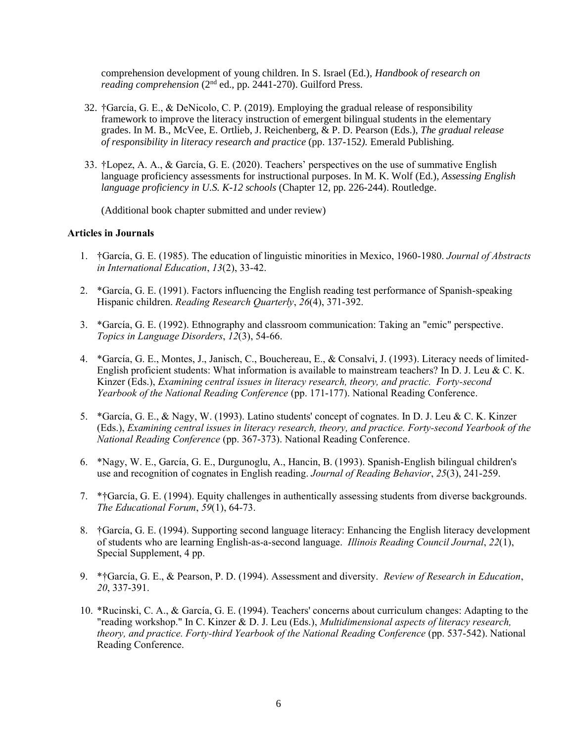comprehension development of young children. In S. Israel (Ed.), *Handbook of research on reading comprehension* (2nd ed., pp. 2441-270). Guilford Press.

32. †García, G. E., & DeNicolo, C. P. (2019). Employing the gradual release of responsibility framework to improve the literacy instruction of emergent bilingual students in the elementary grades. In M. B., McVee, E. Ortlieb, J. Reichenberg, & P. D. Pearson (Eds.), *The gradual release of responsibility in literacy research and practice* (pp. 137-152*).* Emerald Publishing.

33. †Lopez, A. A., & García, G. E. (2020). Teachers' perspectives on the use of summative English language proficiency assessments for instructional purposes. In M. K. Wolf (Ed.), *Assessing English language proficiency in U.S. K-12 schools* (Chapter 12, pp. 226-244). Routledge.

    (Additional book chapter submitted and under review)

**Articles in Journals**

1. †García, G. E. (1985). The education of linguistic minorities in Mexico, 1960-1980. *Journal of Abstracts in International Education*, *13*(2), 33-42.

2. *García, G. E. (1991). Factors influencing the English reading test performance of Spanish-speaking Hispanic children. *Reading Research Quarterly*, *26*(4), 371-392.

3. *García, G. E. (1992). Ethnography and classroom communication: Taking an "emic" perspective. *Topics in Language Disorders*, *12*(3), 54-66.

4. *García, G. E., Montes, J., Janisch, C., Bouchereau, E., & Consalvi, J. (1993). Literacy needs of limited-English proficient students: What information is available to mainstream teachers? In D. J. Leu & C. K. Kinzer (Eds.), *Examining central issues in literacy research, theory, and practic. Forty-second Yearbook of the National Reading Conference* (pp. 171-177). National Reading Conference.

5. *García, G. E., & Nagy, W. (1993). Latino students' concept of cognates. In D. J. Leu & C. K. Kinzer (Eds.), *Examining central issues in literacy research, theory, and practice. Forty-second Yearbook of the National Reading Conference* (pp. 367-373). National Reading Conference.

6. *Nagy, W. E., García, G. E., Durgunoglu, A., Hancin, B. (1993). Spanish-English bilingual children's use and recognition of cognates in English reading. *Journal of Reading Behavior*, *25*(3), 241-259.

7. *†García, G. E. (1994). Equity challenges in authentically assessing students from diverse backgrounds. *The Educational Forum*, *59*(1), 64-73.

8. †García, G. E. (1994). Supporting second language literacy: Enhancing the English literacy development of students who are learning English-as-a-second language. *Illinois Reading Council Journal*, *22*(1), Special Supplement, 4 pp.

9. *†García, G. E., & Pearson, P. D. (1994). Assessment and diversity. *Review of Research in Education*, *20*, 337-391.

10. *Rucinski, C. A., & García, G. E. (1994). Teachers' concerns about curriculum changes: Adapting to the "reading workshop." In C. Kinzer & D. J. Leu (Eds.), *Multidimensional aspects of literacy research, theory, and practice. Forty-third Yearbook of the National Reading Conference* (pp. 537-542). National Reading Conference.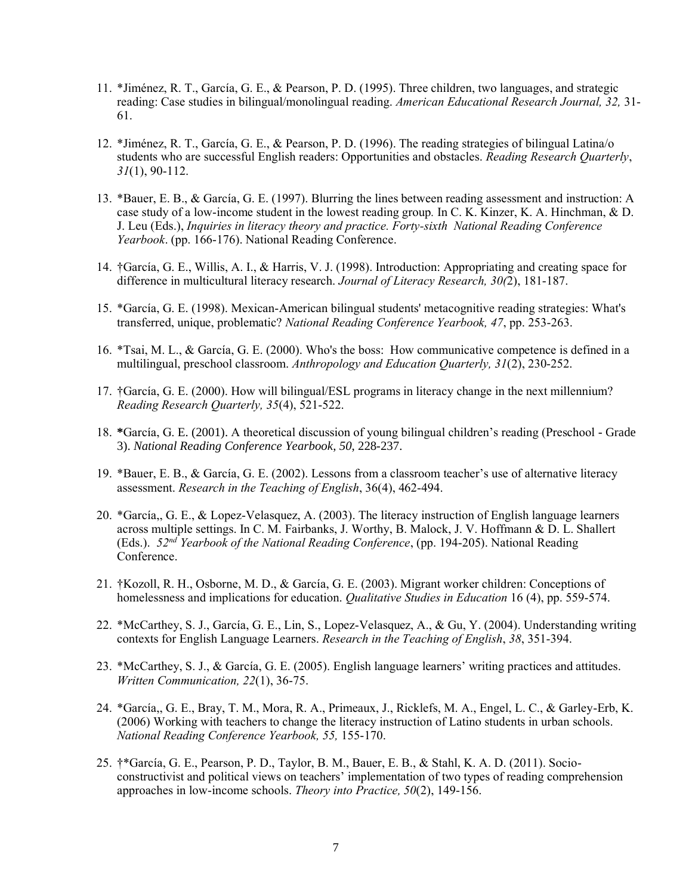11. *Jiménez, R. T., García, G. E., & Pearson, P. D. (1995). Three children, two languages, and strategic reading: Case studies in bilingual/monolingual reading. *American Educational Research Journal, 32,* 31-61.

12. *Jiménez, R. T., García, G. E., & Pearson, P. D. (1996). The reading strategies of bilingual Latina/o students who are successful English readers: Opportunities and obstacles. *Reading Research Quarterly*, *31*(1), 90-112.

13. *Bauer, E. B., & García, G. E. (1997). Blurring the lines between reading assessment and instruction: A case study of a low-income student in the lowest reading group. In C. K. Kinzer, K. A. Hinchman, & D. J. Leu (Eds.), *Inquiries in literacy theory and practice. Forty-sixth National Reading Conference Yearbook*. (pp. 166-176). National Reading Conference.

14. †García, G. E., Willis, A. I., & Harris, V. J. (1998). Introduction: Appropriating and creating space for difference in multicultural literacy research. *Journal of Literacy Research, 30(*2), 181-187.

15. *García, G. E. (1998). Mexican-American bilingual students' metacognitive reading strategies: What's transferred, unique, problematic? *National Reading Conference Yearbook, 47*, pp. 253-263.

16. *Tsai, M. L., & García, G. E. (2000). Who's the boss: How communicative competence is defined in a multilingual, preschool classroom. *Anthropology and Education Quarterly, 31*(2), 230-252.

17. †García, G. E. (2000). How will bilingual/ESL programs in literacy change in the next millennium? *Reading Research Quarterly, 35*(4), 521-522.

18. **\***García, G. E. (2001). A theoretical discussion of young bilingual children's reading (Preschool - Grade 3). *National Reading Conference Yearbook*, *50,* 228-237.

19. *Bauer, E. B., & García, G. E. (2002). Lessons from a classroom teacher's use of alternative literacy assessment. *Research in the Teaching of English*, 36(4), 462-494.

20. *García,, G. E., & Lopez-Velasquez, A. (2003). The literacy instruction of English language learners across multiple settings. In C. M. Fairbanks, J. Worthy, B. Malock, J. V. Hoffmann & D. L. Shallert (Eds.). *52nd Yearbook of the National Reading Conference*, (pp. 194-205). National Reading Conference.

21. †Kozoll, R. H., Osborne, M. D., & García, G. E. (2003). Migrant worker children: Conceptions of homelessness and implications for education. *Qualitative Studies in Education* 16 (4), pp. 559-574.

22. *McCarthey, S. J., García, G. E., Lin, S., Lopez-Velasquez, A., & Gu, Y. (2004). Understanding writing contexts for English Language Learners. *Research in the Teaching of English*, *38*, 351-394.

23. *McCarthey, S. J., & García, G. E. (2005). English language learners' writing practices and attitudes. *Written Communication, 22*(1), 36-75.

24. *García,, G. E., Bray, T. M., Mora, R. A., Primeaux, J., Ricklefs, M. A., Engel, L. C., & Garley-Erb, K. (2006) Working with teachers to change the literacy instruction of Latino students in urban schools. *National Reading Conference Yearbook, 55,* 155-170.

25. †*García, G. E., Pearson, P. D., Taylor, B. M., Bauer, E. B., & Stahl, K. A. D. (2011). Socio-constructivist and political views on teachers' implementation of two types of reading comprehension approaches in low-income schools. *Theory into Practice, 50*(2), 149-156.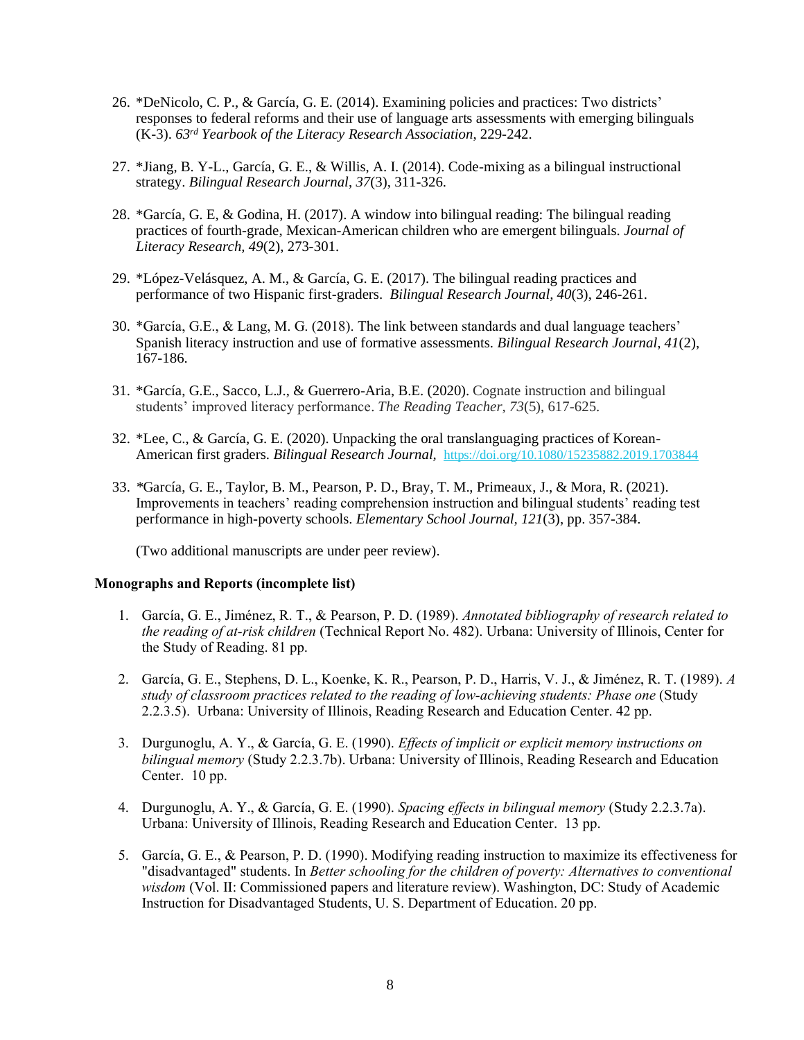26. *DeNicolo, C. P., & García, G. E. (2014). Examining policies and practices: Two districts' responses to federal reforms and their use of language arts assessments with emerging bilinguals (K-3). *63rd Yearbook of the Literacy Research Association*, 229-242.

27. *Jiang, B. Y-L., García, G. E., & Willis, A. I. (2014). Code-mixing as a bilingual instructional strategy. *Bilingual Research Journal*, *37*(3), 311-326.

28. *García, G. E, & Godina, H. (2017). A window into bilingual reading: The bilingual reading practices of fourth-grade, Mexican-American children who are emergent bilinguals. *Journal of Literacy Research, 49*(2), 273-301.

29. *López-Velásquez, A. M., & García, G. E. (2017). The bilingual reading practices and performance of two Hispanic first-graders. *Bilingual Research Journal, 40*(3), 246-261.

30. *García, G.E., & Lang, M. G. (2018). The link between standards and dual language teachers' Spanish literacy instruction and use of formative assessments. *Bilingual Research Journal*, *41*(2), 167-186.

31. *García, G.E., Sacco, L.J., & Guerrero-Aria, B.E. (2020). Cognate instruction and bilingual students' improved literacy performance. *The Reading Teacher, 73*(5), 617-625.

32. *Lee, C., & García, G. E. (2020). Unpacking the oral translanguaging practices of Korean-American first graders. *Bilingual Research Journal,* https://doi.org/10.1080/15235882.2019.1703844

33. *García, G. E., Taylor, B. M., Pearson, P. D., Bray, T. M., Primeaux, J., & Mora, R. (2021). Improvements in teachers' reading comprehension instruction and bilingual students' reading test performance in high-poverty schools. *Elementary School Journal, 121*(3), pp. 357-384.

(Two additional manuscripts are under peer review).

**Monographs and Reports (incomplete list)**

1. García, G. E., Jiménez, R. T., & Pearson, P. D. (1989). *Annotated bibliography of research related to the reading of at-risk children* (Technical Report No. 482). Urbana: University of Illinois, Center for the Study of Reading. 81 pp.

2. García, G. E., Stephens, D. L., Koenke, K. R., Pearson, P. D., Harris, V. J., & Jiménez, R. T. (1989). *A study of classroom practices related to the reading of low-achieving students: Phase one* (Study 2.2.3.5). Urbana: University of Illinois, Reading Research and Education Center. 42 pp.

3. Durgunoglu, A. Y., & García, G. E. (1990). *Effects of implicit or explicit memory instructions on bilingual memory* (Study 2.2.3.7b). Urbana: University of Illinois, Reading Research and Education Center. 10 pp.

4. Durgunoglu, A. Y., & García, G. E. (1990). *Spacing effects in bilingual memory* (Study 2.2.3.7a). Urbana: University of Illinois, Reading Research and Education Center. 13 pp.

5. García, G. E., & Pearson, P. D. (1990). Modifying reading instruction to maximize its effectiveness for "disadvantaged" students. In *Better schooling for the children of poverty: Alternatives to conventional wisdom* (Vol. II: Commissioned papers and literature review). Washington, DC: Study of Academic Instruction for Disadvantaged Students, U. S. Department of Education. 20 pp.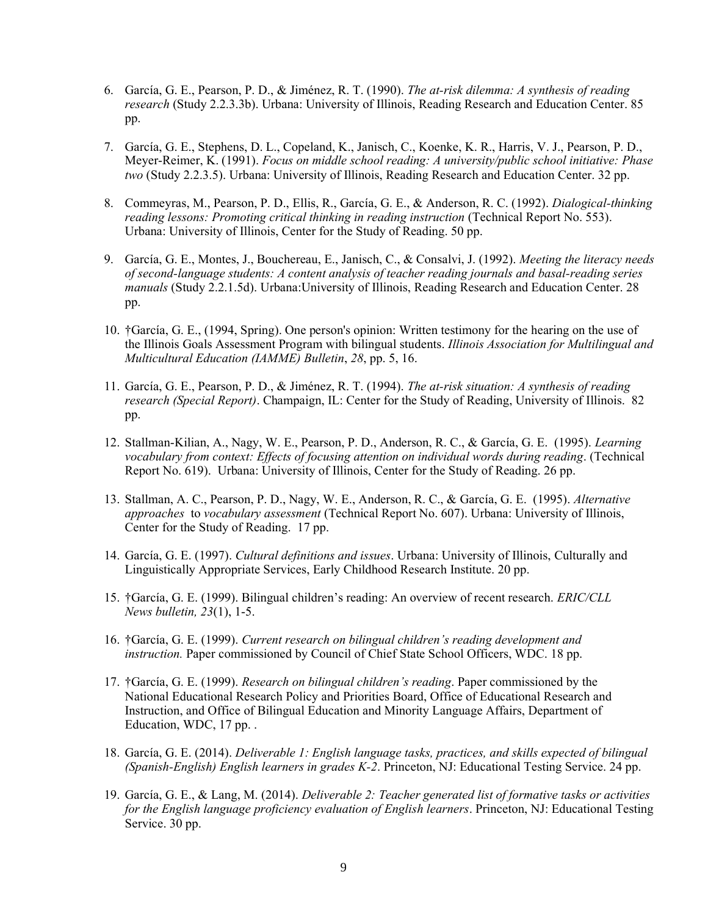6. García, G. E., Pearson, P. D., & Jiménez, R. T. (1990). *The at-risk dilemma: A synthesis of reading research* (Study 2.2.3.3b). Urbana: University of Illinois, Reading Research and Education Center. 85 pp.

7. García, G. E., Stephens, D. L., Copeland, K., Janisch, C., Koenke, K. R., Harris, V. J., Pearson, P. D., Meyer-Reimer, K. (1991). *Focus on middle school reading: A university/public school initiative: Phase two* (Study 2.2.3.5). Urbana: University of Illinois, Reading Research and Education Center. 32 pp.

8. Commeyras, M., Pearson, P. D., Ellis, R., García, G. E., & Anderson, R. C. (1992). *Dialogical-thinking reading lessons: Promoting critical thinking in reading instruction* (Technical Report No. 553). Urbana: University of Illinois, Center for the Study of Reading. 50 pp.

9. García, G. E., Montes, J., Bouchereau, E., Janisch, C., & Consalvi, J. (1992). *Meeting the literacy needs of second-language students: A content analysis of teacher reading journals and basal-reading series manuals* (Study 2.2.1.5d). Urbana:University of Illinois, Reading Research and Education Center. 28 pp.

10. †García, G. E., (1994, Spring). One person's opinion: Written testimony for the hearing on the use of the Illinois Goals Assessment Program with bilingual students. *Illinois Association for Multilingual and Multicultural Education (IAMME) Bulletin*, *28*, pp. 5, 16.

11. García, G. E., Pearson, P. D., & Jiménez, R. T. (1994). *The at-risk situation: A synthesis of reading research (Special Report)*. Champaign, IL: Center for the Study of Reading, University of Illinois. 82 pp.

12. Stallman-Kilian, A., Nagy, W. E., Pearson, P. D., Anderson, R. C., & García, G. E. (1995). *Learning vocabulary from context: Effects of focusing attention on individual words during reading*. (Technical Report No. 619). Urbana: University of Illinois, Center for the Study of Reading. 26 pp.

13. Stallman, A. C., Pearson, P. D., Nagy, W. E., Anderson, R. C., & García, G. E. (1995). *Alternative approaches* to *vocabulary assessment* (Technical Report No. 607). Urbana: University of Illinois, Center for the Study of Reading. 17 pp.

14. García, G. E. (1997). *Cultural definitions and issues*. Urbana: University of Illinois, Culturally and Linguistically Appropriate Services, Early Childhood Research Institute. 20 pp.

15. †García, G. E. (1999). Bilingual children's reading: An overview of recent research. *ERIC/CLL News bulletin, 23*(1), 1-5.

16. †García, G. E. (1999). *Current research on bilingual children's reading development and instruction.* Paper commissioned by Council of Chief State School Officers, WDC. 18 pp.

17. †García, G. E. (1999). *Research on bilingual children's reading*. Paper commissioned by the National Educational Research Policy and Priorities Board, Office of Educational Research and Instruction, and Office of Bilingual Education and Minority Language Affairs, Department of Education, WDC, 17 pp. .

18. García, G. E. (2014). *Deliverable 1: English language tasks, practices, and skills expected of bilingual (Spanish-English) English learners in grades K-2*. Princeton, NJ: Educational Testing Service. 24 pp.

19. García, G. E., & Lang, M. (2014). *Deliverable 2: Teacher generated list of formative tasks or activities for the English language proficiency evaluation of English learners*. Princeton, NJ: Educational Testing Service. 30 pp.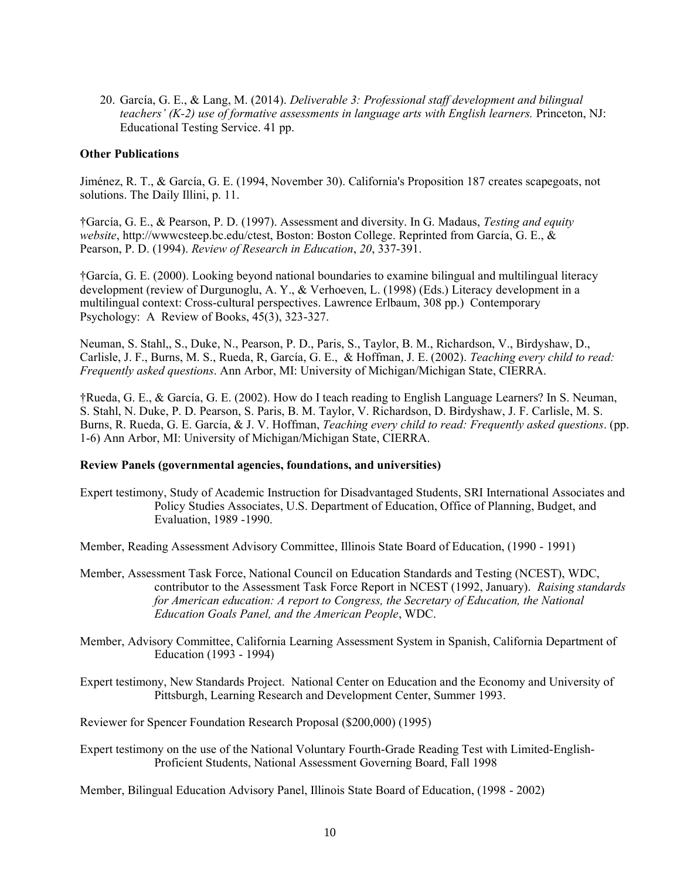20. García, G. E., & Lang, M. (2014). *Deliverable 3: Professional staff development and bilingual teachers' (K-2) use of formative assessments in language arts with English learners.* Princeton, NJ: Educational Testing Service. 41 pp.

**Other Publications**

Jiménez, R. T., & García, G. E. (1994, November 30). California's Proposition 187 creates scapegoats, not solutions. The Daily Illini, p. 11.

†García, G. E., & Pearson, P. D. (1997). Assessment and diversity. In G. Madaus, *Testing and equity website*, http://wwwcsteep.bc.edu/ctest, Boston: Boston College. Reprinted from García, G. E., & Pearson, P. D. (1994). *Review of Research in Education*, *20*, 337-391.

†García, G. E. (2000). Looking beyond national boundaries to examine bilingual and multilingual literacy development (review of Durgunoglu, A. Y., & Verhoeven, L. (1998) (Eds.) Literacy development in a multilingual context: Cross-cultural perspectives. Lawrence Erlbaum, 308 pp.) Contemporary Psychology: A Review of Books, 45(3), 323-327.

Neuman, S. Stahl,, S., Duke, N., Pearson, P. D., Paris, S., Taylor, B. M., Richardson, V., Birdyshaw, D., Carlisle, J. F., Burns, M. S., Rueda, R, García, G. E., & Hoffman, J. E. (2002). *Teaching every child to read: Frequently asked questions*. Ann Arbor, MI: University of Michigan/Michigan State, CIERRA.

†Rueda, G. E., & García, G. E. (2002). How do I teach reading to English Language Learners? In S. Neuman, S. Stahl, N. Duke, P. D. Pearson, S. Paris, B. M. Taylor, V. Richardson, D. Birdyshaw, J. F. Carlisle, M. S. Burns, R. Rueda, G. E. García, & J. V. Hoffman, *Teaching every child to read: Frequently asked questions*. (pp. 1-6) Ann Arbor, MI: University of Michigan/Michigan State, CIERRA.

**Review Panels (governmental agencies, foundations, and universities)**

Expert testimony, Study of Academic Instruction for Disadvantaged Students, SRI International Associates and Policy Studies Associates, U.S. Department of Education, Office of Planning, Budget, and Evaluation, 1989 -1990.

Member, Reading Assessment Advisory Committee, Illinois State Board of Education, (1990 - 1991)

Member, Assessment Task Force, National Council on Education Standards and Testing (NCEST), WDC, contributor to the Assessment Task Force Report in NCEST (1992, January). *Raising standards for American education: A report to Congress, the Secretary of Education, the National Education Goals Panel, and the American People*, WDC.

Member, Advisory Committee, California Learning Assessment System in Spanish, California Department of Education (1993 - 1994)

Expert testimony, New Standards Project. National Center on Education and the Economy and University of Pittsburgh, Learning Research and Development Center, Summer 1993.

Reviewer for Spencer Foundation Research Proposal ($200,000) (1995)

Expert testimony on the use of the National Voluntary Fourth-Grade Reading Test with Limited-English-Proficient Students, National Assessment Governing Board, Fall 1998

Member, Bilingual Education Advisory Panel, Illinois State Board of Education, (1998 - 2002)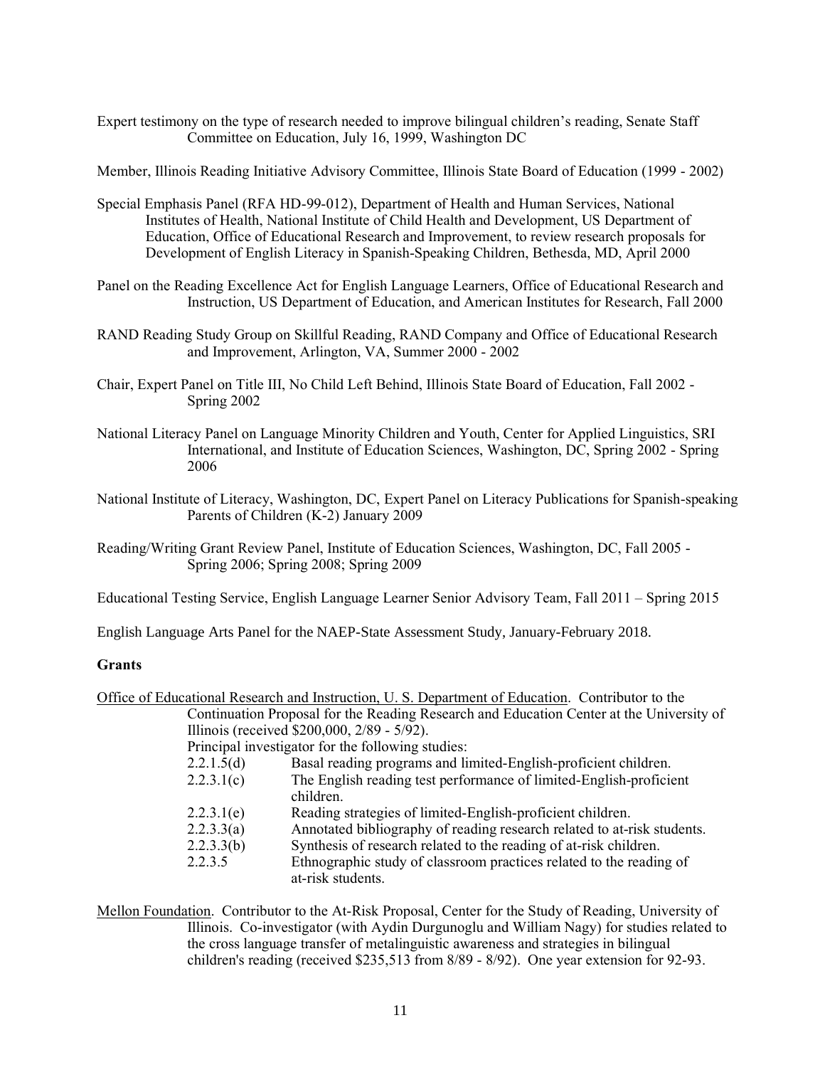Expert testimony on the type of research needed to improve bilingual children's reading, Senate Staff Committee on Education, July 16, 1999, Washington DC

Member, Illinois Reading Initiative Advisory Committee, Illinois State Board of Education (1999 - 2002)

Special Emphasis Panel (RFA HD-99-012), Department of Health and Human Services, National Institutes of Health, National Institute of Child Health and Development, US Department of Education, Office of Educational Research and Improvement, to review research proposals for Development of English Literacy in Spanish-Speaking Children, Bethesda, MD, April 2000

Panel on the Reading Excellence Act for English Language Learners, Office of Educational Research and Instruction, US Department of Education, and American Institutes for Research, Fall 2000

RAND Reading Study Group on Skillful Reading, RAND Company and Office of Educational Research and Improvement, Arlington, VA, Summer 2000 - 2002

Chair, Expert Panel on Title III, No Child Left Behind, Illinois State Board of Education, Fall 2002 - Spring 2002

National Literacy Panel on Language Minority Children and Youth, Center for Applied Linguistics, SRI International, and Institute of Education Sciences, Washington, DC, Spring 2002 - Spring 2006

National Institute of Literacy, Washington, DC, Expert Panel on Literacy Publications for Spanish-speaking Parents of Children (K-2) January 2009

Reading/Writing Grant Review Panel, Institute of Education Sciences, Washington, DC, Fall 2005 - Spring 2006; Spring 2008; Spring 2009

Educational Testing Service, English Language Learner Senior Advisory Team, Fall 2011 – Spring 2015

English Language Arts Panel for the NAEP-State Assessment Study, January-February 2018.

## Grants

Office of Educational Research and Instruction, U. S. Department of Education. Contributor to the Continuation Proposal for the Reading Research and Education Center at the University of Illinois (received $200,000, 2/89 - 5/92).

Principal investigator for the following studies:

- 2.2.1.5(d) Basal reading programs and limited-English-proficient children.
- 2.2.3.1(c) The English reading test performance of limited-English-proficient children.
- 2.2.3.1(e) Reading strategies of limited-English-proficient children.
- 2.2.3.3(a) Annotated bibliography of reading research related to at-risk students.
- 2.2.3.3(b) Synthesis of research related to the reading of at-risk children.
- 2.2.3.5 Ethnographic study of classroom practices related to the reading of at-risk students.

Mellon Foundation. Contributor to the At-Risk Proposal, Center for the Study of Reading, University of Illinois. Co-investigator (with Aydin Durgunoglu and William Nagy) for studies related to the cross language transfer of metalinguistic awareness and strategies in bilingual children's reading (received $235,513 from 8/89 - 8/92). One year extension for 92-93.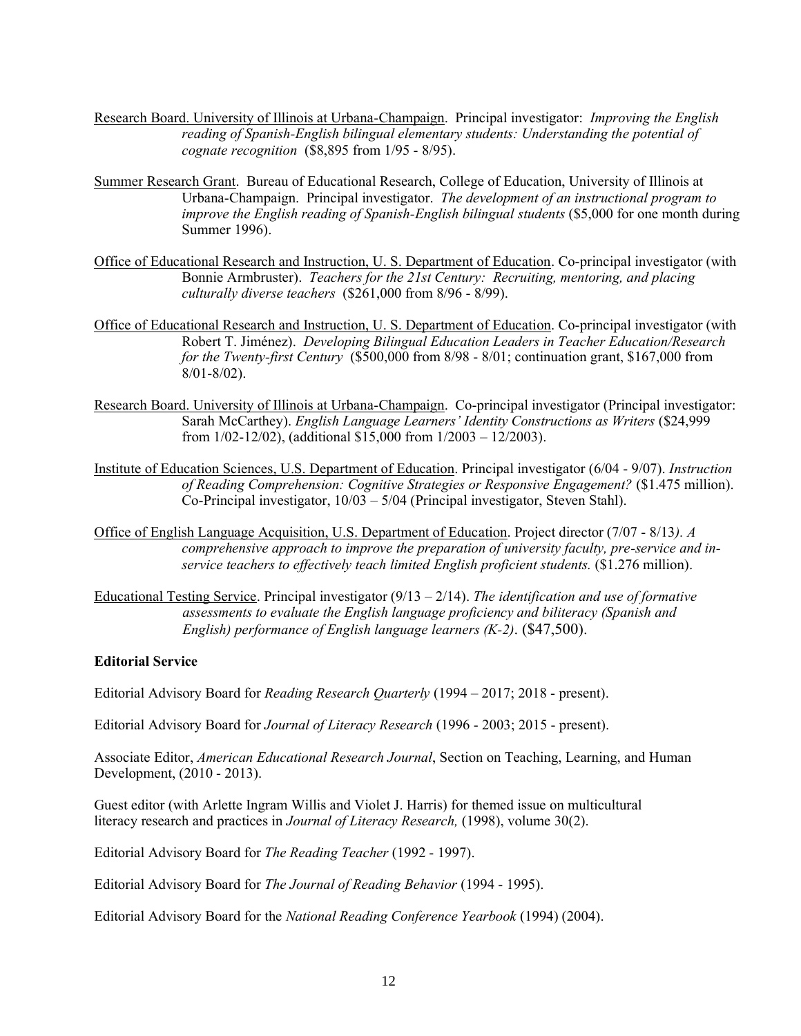<u>Research Board. University of Illinois at Urbana-Champaign</u>. Principal investigator: *Improving the English reading of Spanish-English bilingual elementary students: Understanding the potential of cognate recognition* ($8,895 from 1/95 - 8/95).

<u>Summer Research Grant</u>. Bureau of Educational Research, College of Education, University of Illinois at Urbana-Champaign. Principal investigator. *The development of an instructional program to improve the English reading of Spanish-English bilingual students* ($5,000 for one month during Summer 1996).

<u>Office of Educational Research and Instruction, U. S. Department of Education</u>. Co-principal investigator (with Bonnie Armbruster). *Teachers for the 21st Century: Recruiting, mentoring, and placing culturally diverse teachers* ($261,000 from 8/96 - 8/99).

<u>Office of Educational Research and Instruction, U. S. Department of Education</u>. Co-principal investigator (with Robert T. Jiménez). *Developing Bilingual Education Leaders in Teacher Education/Research for the Twenty-first Century* ($500,000 from 8/98 - 8/01; continuation grant, $167,000 from 8/01-8/02).

<u>Research Board. University of Illinois at Urbana-Champaign</u>. Co-principal investigator (Principal investigator: Sarah McCarthey). *English Language Learners' Identity Constructions as Writers* ($24,999 from 1/02-12/02), (additional $15,000 from 1/2003 – 12/2003).

<u>Institute of Education Sciences, U.S. Department of Education</u>. Principal investigator (6/04 - 9/07). *Instruction of Reading Comprehension: Cognitive Strategies or Responsive Engagement?* ($1.475 million). Co-Principal investigator, 10/03 – 5/04 (Principal investigator, Steven Stahl).

<u>Office of English Language Acquisition, U.S. Department of Education</u>. Project director (7/07 - 8/13*). A comprehensive approach to improve the preparation of university faculty, pre-service and in-service teachers to effectively teach limited English proficient students.* ($1.276 million).

<u>Educational Testing Service</u>. Principal investigator (9/13 – 2/14). *The identification and use of formative assessments to evaluate the English language proficiency and biliteracy (Spanish and English) performance of English language learners (K-2)*. ($47,500).

**Editorial Service**

Editorial Advisory Board for *Reading Research Quarterly* (1994 – 2017; 2018 - present).

Editorial Advisory Board for *Journal of Literacy Research* (1996 - 2003; 2015 - present).

Associate Editor, *American Educational Research Journal*, Section on Teaching, Learning, and Human Development, (2010 - 2013).

Guest editor (with Arlette Ingram Willis and Violet J. Harris) for themed issue on multicultural literacy research and practices in *Journal of Literacy Research,* (1998), volume 30(2).

Editorial Advisory Board for *The Reading Teacher* (1992 - 1997).

Editorial Advisory Board for *The Journal of Reading Behavior* (1994 - 1995).

Editorial Advisory Board for the *National Reading Conference Yearbook* (1994) (2004).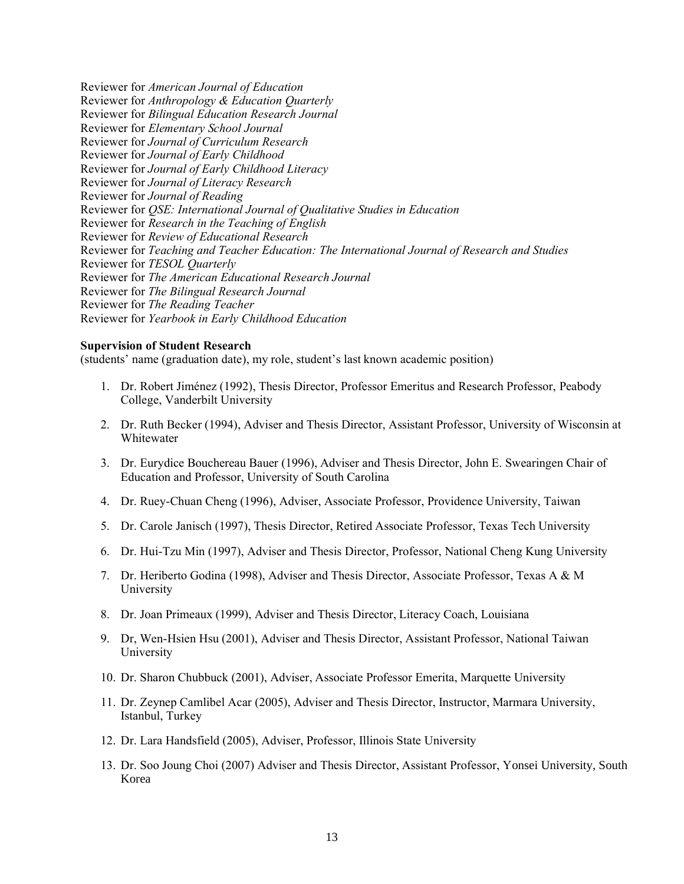Reviewer for *American Journal of Education*
Reviewer for *Anthropology & Education Quarterly*
Reviewer for *Bilingual Education Research Journal*
Reviewer for *Elementary School Journal*
Reviewer for *Journal of Curriculum Research*
Reviewer for *Journal of Early Childhood*
Reviewer for *Journal of Early Childhood Literacy*
Reviewer for *Journal of Literacy Research*
Reviewer for *Journal of Reading*
Reviewer for *QSE: International Journal of Qualitative Studies in Education*
Reviewer for *Research in the Teaching of English*
Reviewer for *Review of Educational Research*
Reviewer for *Teaching and Teacher Education: The International Journal of Research and Studies*
Reviewer for *TESOL Quarterly*
Reviewer for *The American Educational Research Journal*
Reviewer for *The Bilingual Research Journal*
Reviewer for *The Reading Teacher*
Reviewer for *Yearbook in Early Childhood Education*

**Supervision of Student Research**
(students' name (graduation date), my role, student's last known academic position)

1. Dr. Robert Jiménez (1992), Thesis Director, Professor Emeritus and Research Professor, Peabody College, Vanderbilt University

2. Dr. Ruth Becker (1994), Adviser and Thesis Director, Assistant Professor, University of Wisconsin at Whitewater

3. Dr. Eurydice Bouchereau Bauer (1996), Adviser and Thesis Director, John E. Swearingen Chair of Education and Professor, University of South Carolina

4. Dr. Ruey-Chuan Cheng (1996), Adviser, Associate Professor, Providence University, Taiwan

5. Dr. Carole Janisch (1997), Thesis Director, Retired Associate Professor, Texas Tech University

6. Dr. Hui-Tzu Min (1997), Adviser and Thesis Director, Professor, National Cheng Kung University

7. Dr. Heriberto Godina (1998), Adviser and Thesis Director, Associate Professor, Texas A & M University

8. Dr. Joan Primeaux (1999), Adviser and Thesis Director, Literacy Coach, Louisiana

9. Dr, Wen-Hsien Hsu (2001), Adviser and Thesis Director, Assistant Professor, National Taiwan University

10. Dr. Sharon Chubbuck (2001), Adviser, Associate Professor Emerita, Marquette University

11. Dr. Zeynep Camlibel Acar (2005), Adviser and Thesis Director, Instructor, Marmara University, Istanbul, Turkey

12. Dr. Lara Handsfield (2005), Adviser, Professor, Illinois State University

13. Dr. Soo Joung Choi (2007) Adviser and Thesis Director, Assistant Professor, Yonsei University, South Korea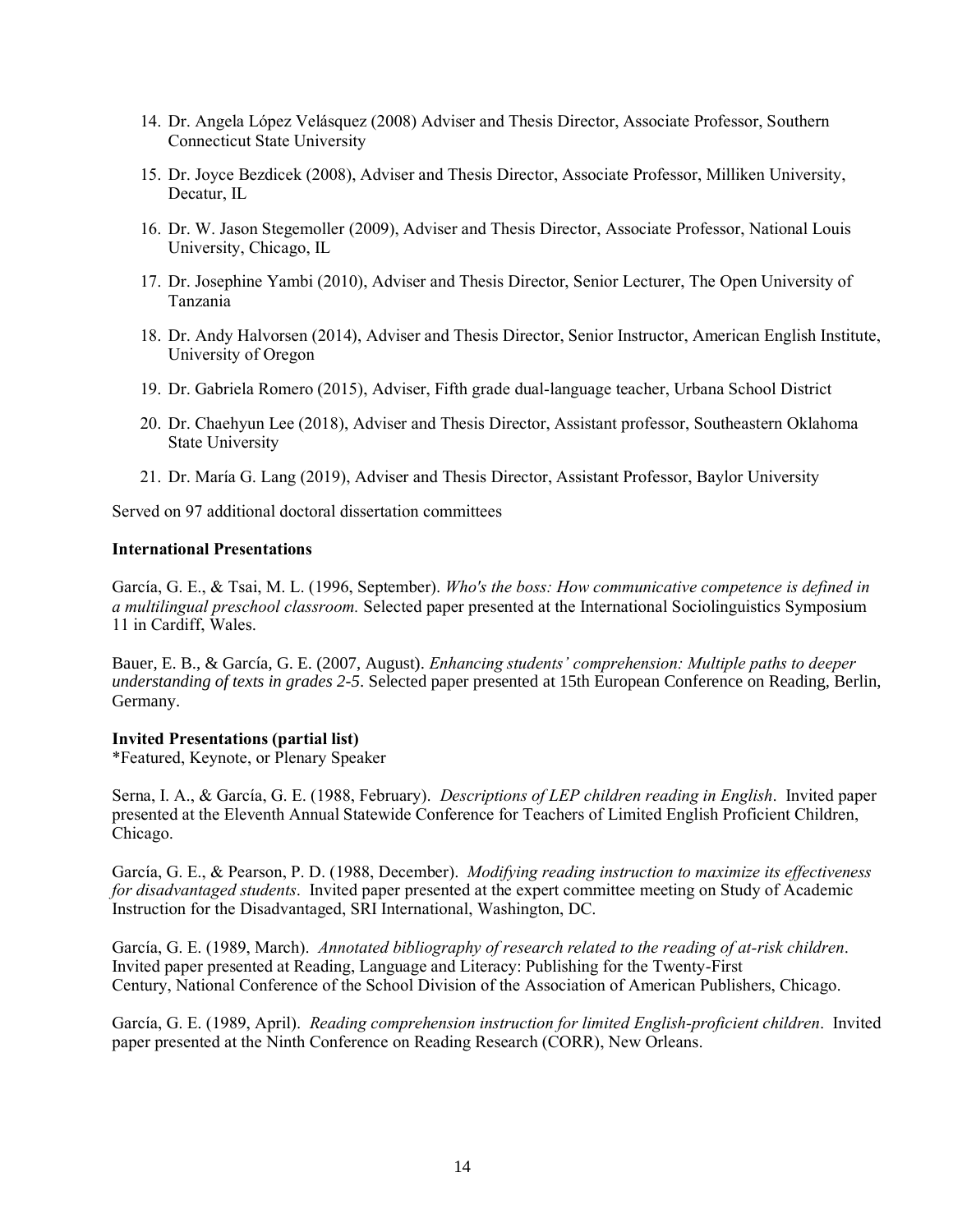14. Dr. Angela López Velásquez (2008) Adviser and Thesis Director, Associate Professor, Southern Connecticut State University

15. Dr. Joyce Bezdicek (2008), Adviser and Thesis Director, Associate Professor, Milliken University, Decatur, IL

16. Dr. W. Jason Stegemoller (2009), Adviser and Thesis Director, Associate Professor, National Louis University, Chicago, IL

17. Dr. Josephine Yambi (2010), Adviser and Thesis Director, Senior Lecturer, The Open University of Tanzania

18. Dr. Andy Halvorsen (2014), Adviser and Thesis Director, Senior Instructor, American English Institute, University of Oregon

19. Dr. Gabriela Romero (2015), Adviser, Fifth grade dual-language teacher, Urbana School District

20. Dr. Chaehyun Lee (2018), Adviser and Thesis Director, Assistant professor, Southeastern Oklahoma State University

21. Dr. María G. Lang (2019), Adviser and Thesis Director, Assistant Professor, Baylor University

Served on 97 additional doctoral dissertation committees

**International Presentations**

García, G. E., & Tsai, M. L. (1996, September). *Who's the boss: How communicative competence is defined in a multilingual preschool classroom.* Selected paper presented at the International Sociolinguistics Symposium 11 in Cardiff, Wales.

Bauer, E. B., & García, G. E. (2007, August). *Enhancing students' comprehension: Multiple paths to deeper understanding of texts in grades 2-5.* Selected paper presented at 15th European Conference on Reading, Berlin, Germany.

**Invited Presentations (partial list)**
*Featured, Keynote, or Plenary Speaker

Serna, I. A., & García, G. E. (1988, February). *Descriptions of LEP children reading in English*. Invited paper presented at the Eleventh Annual Statewide Conference for Teachers of Limited English Proficient Children, Chicago.

García, G. E., & Pearson, P. D. (1988, December). *Modifying reading instruction to maximize its effectiveness for disadvantaged students*. Invited paper presented at the expert committee meeting on Study of Academic Instruction for the Disadvantaged, SRI International, Washington, DC.

García, G. E. (1989, March). *Annotated bibliography of research related to the reading of at-risk children*. Invited paper presented at Reading, Language and Literacy: Publishing for the Twenty-First Century, National Conference of the School Division of the Association of American Publishers, Chicago.

García, G. E. (1989, April). *Reading comprehension instruction for limited English-proficient children*. Invited paper presented at the Ninth Conference on Reading Research (CORR), New Orleans.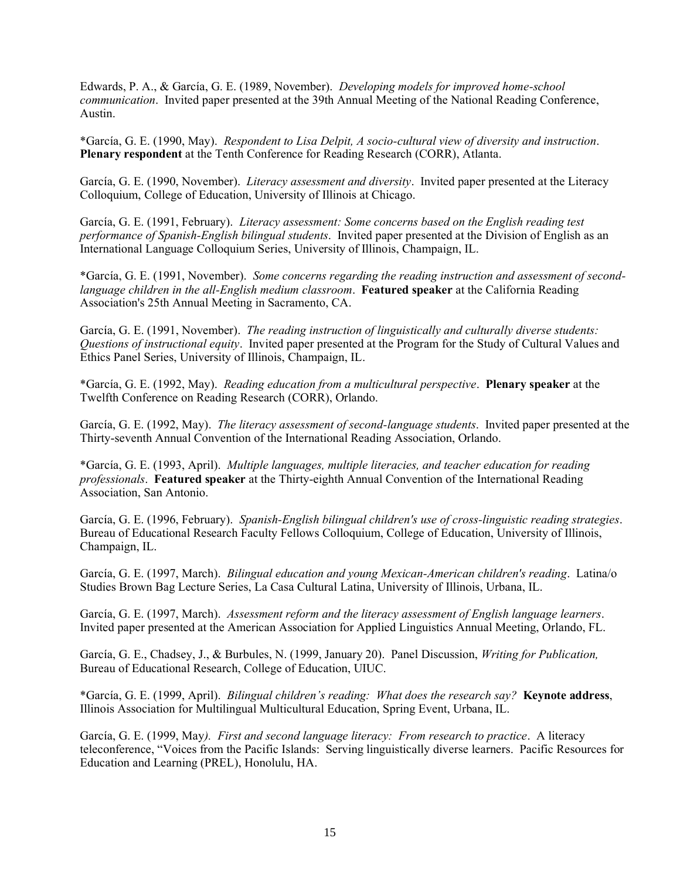Edwards, P. A., & García, G. E. (1989, November). *Developing models for improved home-school communication*. Invited paper presented at the 39th Annual Meeting of the National Reading Conference, Austin.

*García, G. E. (1990, May). *Respondent to Lisa Delpit, A socio-cultural view of diversity and instruction*. **Plenary respondent** at the Tenth Conference for Reading Research (CORR), Atlanta.

García, G. E. (1990, November). *Literacy assessment and diversity*. Invited paper presented at the Literacy Colloquium, College of Education, University of Illinois at Chicago.

García, G. E. (1991, February). *Literacy assessment: Some concerns based on the English reading test performance of Spanish-English bilingual students*. Invited paper presented at the Division of English as an International Language Colloquium Series, University of Illinois, Champaign, IL.

*García, G. E. (1991, November). *Some concerns regarding the reading instruction and assessment of second-language children in the all-English medium classroom*. **Featured speaker** at the California Reading Association's 25th Annual Meeting in Sacramento, CA.

García, G. E. (1991, November). *The reading instruction of linguistically and culturally diverse students: Questions of instructional equity*. Invited paper presented at the Program for the Study of Cultural Values and Ethics Panel Series, University of Illinois, Champaign, IL.

*García, G. E. (1992, May). *Reading education from a multicultural perspective*. **Plenary speaker** at the Twelfth Conference on Reading Research (CORR), Orlando.

García, G. E. (1992, May). *The literacy assessment of second-language students*. Invited paper presented at the Thirty-seventh Annual Convention of the International Reading Association, Orlando.

*García, G. E. (1993, April). *Multiple languages, multiple literacies, and teacher education for reading professionals*. **Featured speaker** at the Thirty-eighth Annual Convention of the International Reading Association, San Antonio.

García, G. E. (1996, February). *Spanish-English bilingual children's use of cross-linguistic reading strategies*. Bureau of Educational Research Faculty Fellows Colloquium, College of Education, University of Illinois, Champaign, IL.

García, G. E. (1997, March). *Bilingual education and young Mexican-American children's reading*. Latina/o Studies Brown Bag Lecture Series, La Casa Cultural Latina, University of Illinois, Urbana, IL.

García, G. E. (1997, March). *Assessment reform and the literacy assessment of English language learners*. Invited paper presented at the American Association for Applied Linguistics Annual Meeting, Orlando, FL.

García, G. E., Chadsey, J., & Burbules, N. (1999, January 20). Panel Discussion, *Writing for Publication,* Bureau of Educational Research, College of Education, UIUC.

*García, G. E. (1999, April). *Bilingual children's reading: What does the research say?* **Keynote address**, Illinois Association for Multilingual Multicultural Education, Spring Event, Urbana, IL.

García, G. E. (1999, May*). First and second language literacy: From research to practice*. A literacy teleconference, "Voices from the Pacific Islands: Serving linguistically diverse learners. Pacific Resources for Education and Learning (PREL), Honolulu, HA.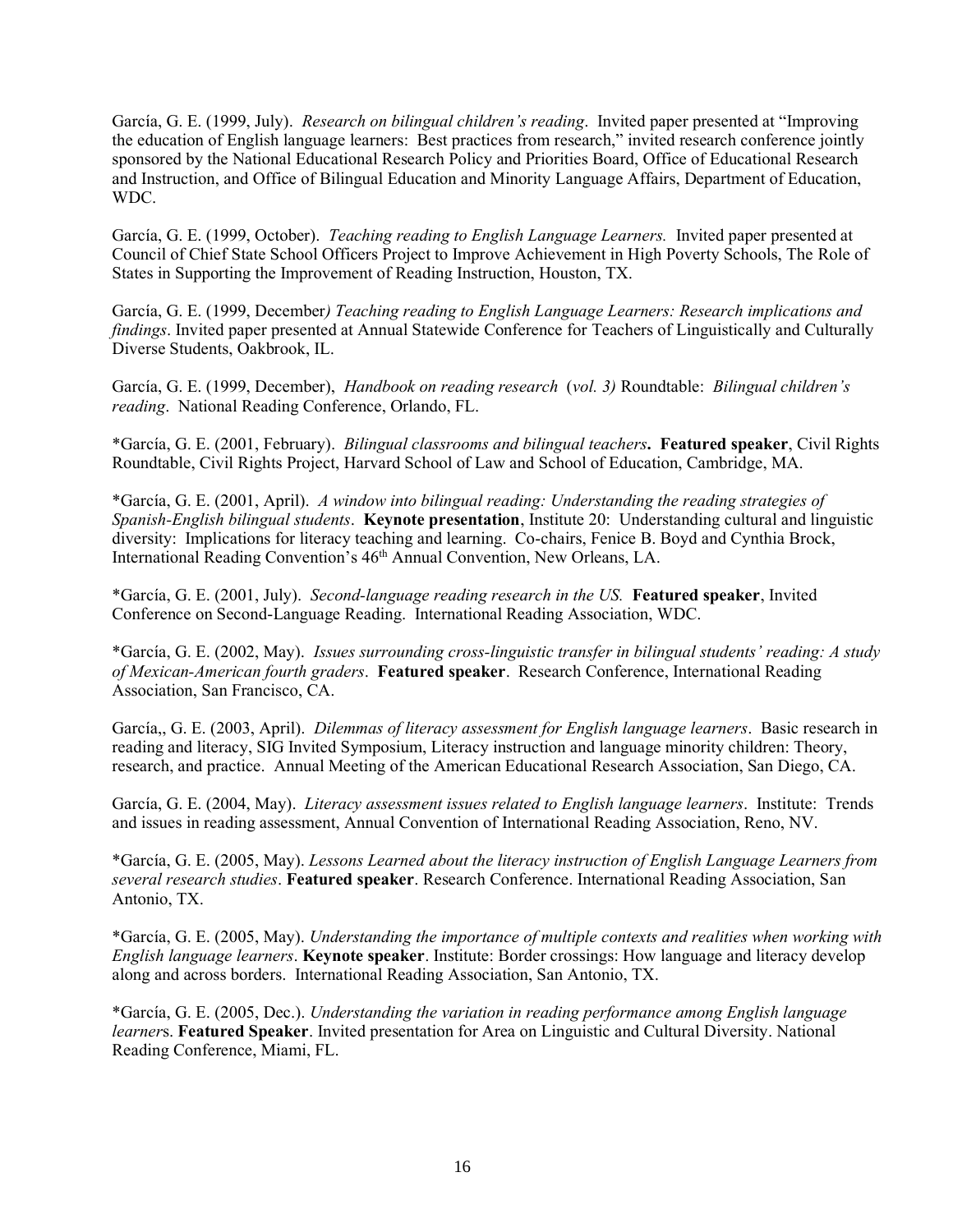García, G. E. (1999, July). *Research on bilingual children's reading*. Invited paper presented at "Improving the education of English language learners: Best practices from research," invited research conference jointly sponsored by the National Educational Research Policy and Priorities Board, Office of Educational Research and Instruction, and Office of Bilingual Education and Minority Language Affairs, Department of Education, WDC.

García, G. E. (1999, October). *Teaching reading to English Language Learners.* Invited paper presented at Council of Chief State School Officers Project to Improve Achievement in High Poverty Schools, The Role of States in Supporting the Improvement of Reading Instruction, Houston, TX.

García, G. E. (1999, December*) Teaching reading to English Language Learners: Research implications and findings*. Invited paper presented at Annual Statewide Conference for Teachers of Linguistically and Culturally Diverse Students, Oakbrook, IL.

García, G. E. (1999, December), *Handbook on reading research* (*vol. 3)* Roundtable: *Bilingual children's reading*. National Reading Conference, Orlando, FL.

*García, G. E. (2001, February). *Bilingual classrooms and bilingual teachers***.** **Featured speaker**, Civil Rights Roundtable, Civil Rights Project, Harvard School of Law and School of Education, Cambridge, MA.

*García, G. E. (2001, April). *A window into bilingual reading: Understanding the reading strategies of Spanish-English bilingual students*. **Keynote presentation**, Institute 20: Understanding cultural and linguistic diversity: Implications for literacy teaching and learning. Co-chairs, Fenice B. Boyd and Cynthia Brock, International Reading Convention's 46th Annual Convention, New Orleans, LA.

*García, G. E. (2001, July). *Second-language reading research in the US.* **Featured speaker**, Invited Conference on Second-Language Reading. International Reading Association, WDC.

*García, G. E. (2002, May). *Issues surrounding cross-linguistic transfer in bilingual students' reading: A study of Mexican-American fourth graders*. **Featured speaker**. Research Conference, International Reading Association, San Francisco, CA.

García,, G. E. (2003, April). *Dilemmas of literacy assessment for English language learners*. Basic research in reading and literacy, SIG Invited Symposium, Literacy instruction and language minority children: Theory, research, and practice. Annual Meeting of the American Educational Research Association, San Diego, CA.

García, G. E. (2004, May). *Literacy assessment issues related to English language learners*. Institute: Trends and issues in reading assessment, Annual Convention of International Reading Association, Reno, NV.

*García, G. E. (2005, May). *Lessons Learned about the literacy instruction of English Language Learners from several research studies*. **Featured speaker**. Research Conference. International Reading Association, San Antonio, TX.

*García, G. E. (2005, May). *Understanding the importance of multiple contexts and realities when working with English language learners*. **Keynote speaker**. Institute: Border crossings: How language and literacy develop along and across borders. International Reading Association, San Antonio, TX.

*García, G. E. (2005, Dec.). *Understanding the variation in reading performance among English language learner*s. **Featured Speaker**. Invited presentation for Area on Linguistic and Cultural Diversity. National Reading Conference, Miami, FL.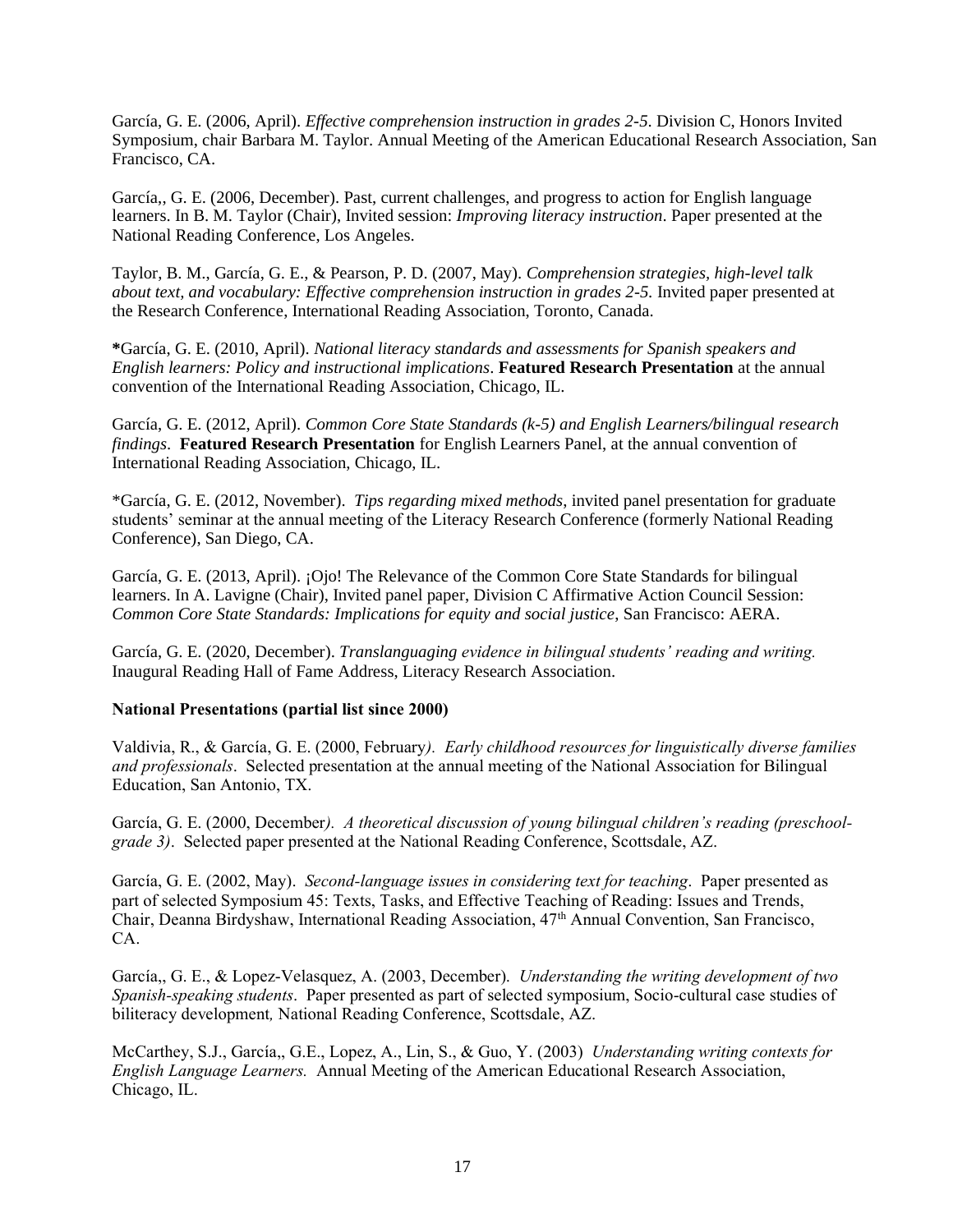García, G. E. (2006, April). *Effective comprehension instruction in grades 2-5*. Division C, Honors Invited Symposium, chair Barbara M. Taylor. Annual Meeting of the American Educational Research Association, San Francisco, CA.

García,, G. E. (2006, December). Past, current challenges, and progress to action for English language learners. In B. M. Taylor (Chair), Invited session: *Improving literacy instruction*. Paper presented at the National Reading Conference, Los Angeles.

Taylor, B. M., García, G. E., & Pearson, P. D. (2007, May). *Comprehension strategies, high-level talk about text, and vocabulary: Effective comprehension instruction in grades 2-5.* Invited paper presented at the Research Conference, International Reading Association, Toronto, Canada.

**\***García, G. E. (2010, April). *National literacy standards and assessments for Spanish speakers and English learners: Policy and instructional implications*. **Featured Research Presentation** at the annual convention of the International Reading Association, Chicago, IL.

García, G. E. (2012, April). *Common Core State Standards (k-5) and English Learners/bilingual research findings*. **Featured Research Presentation** for English Learners Panel, at the annual convention of International Reading Association, Chicago, IL.

*García, G. E. (2012, November). *Tips regarding mixed methods*, invited panel presentation for graduate students' seminar at the annual meeting of the Literacy Research Conference (formerly National Reading Conference), San Diego, CA.

García, G. E. (2013, April). ¡Ojo! The Relevance of the Common Core State Standards for bilingual learners. In A. Lavigne (Chair), Invited panel paper, Division C Affirmative Action Council Session: *Common Core State Standards: Implications for equity and social justice*, San Francisco: AERA.

García, G. E. (2020, December). *Translanguaging evidence in bilingual students' reading and writing.* Inaugural Reading Hall of Fame Address, Literacy Research Association.

**National Presentations (partial list since 2000)**

Valdivia, R., & García, G. E. (2000, February*). Early childhood resources for linguistically diverse families and professionals*. Selected presentation at the annual meeting of the National Association for Bilingual Education, San Antonio, TX.

García, G. E. (2000, December*). A theoretical discussion of young bilingual children's reading (preschool-grade 3)*. Selected paper presented at the National Reading Conference, Scottsdale, AZ.

García, G. E. (2002, May). *Second-language issues in considering text for teaching*. Paper presented as part of selected Symposium 45: Texts, Tasks, and Effective Teaching of Reading: Issues and Trends, Chair, Deanna Birdyshaw, International Reading Association, 47th Annual Convention, San Francisco, CA.

García,, G. E., & Lopez-Velasquez, A. (2003, December). *Understanding the writing development of two Spanish-speaking students*. Paper presented as part of selected symposium, Socio-cultural case studies of biliteracy development*,* National Reading Conference, Scottsdale, AZ.

McCarthey, S.J., García,, G.E., Lopez, A., Lin, S., & Guo, Y. (2003) *Understanding writing contexts for English Language Learners.* Annual Meeting of the American Educational Research Association, Chicago, IL.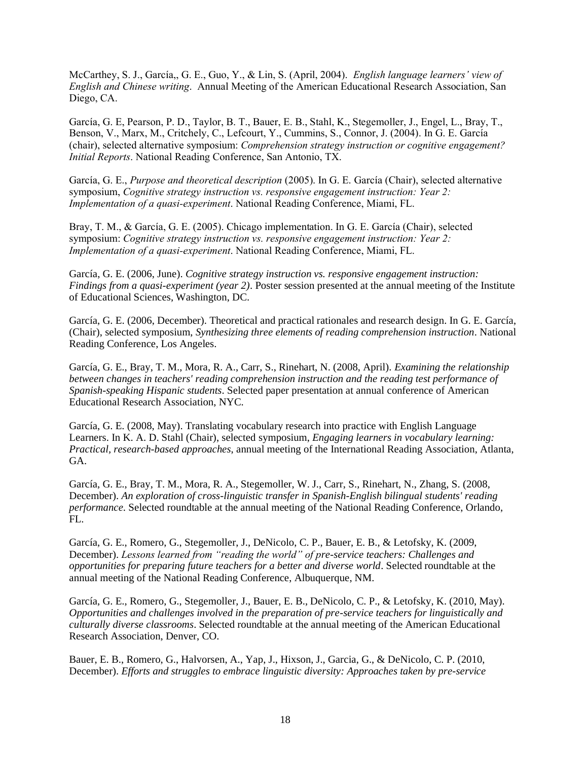McCarthey, S. J., García,, G. E., Guo, Y., & Lin, S. (April, 2004). *English language learners' view of English and Chinese writing*. Annual Meeting of the American Educational Research Association, San Diego, CA.

García, G. E, Pearson, P. D., Taylor, B. T., Bauer, E. B., Stahl, K., Stegemoller, J., Engel, L., Bray, T., Benson, V., Marx, M., Critchely, C., Lefcourt, Y., Cummins, S., Connor, J. (2004). In G. E. García (chair), selected alternative symposium: *Comprehension strategy instruction or cognitive engagement? Initial Reports*. National Reading Conference, San Antonio, TX.

García, G. E., *Purpose and theoretical description* (2005). In G. E. García (Chair), selected alternative symposium, *Cognitive strategy instruction vs. responsive engagement instruction: Year 2: Implementation of a quasi-experiment*. National Reading Conference, Miami, FL.

Bray, T. M., & García, G. E. (2005). Chicago implementation. In G. E. García (Chair), selected symposium: *Cognitive strategy instruction vs. responsive engagement instruction: Year 2: Implementation of a quasi-experiment*. National Reading Conference, Miami, FL.

García, G. E. (2006, June). *Cognitive strategy instruction vs. responsive engagement instruction: Findings from a quasi-experiment (year 2)*. Poster session presented at the annual meeting of the Institute of Educational Sciences, Washington, DC.

García, G. E. (2006, December). Theoretical and practical rationales and research design. In G. E. García, (Chair), selected symposium, *Synthesizing three elements of reading comprehension instruction*. National Reading Conference, Los Angeles.

García, G. E., Bray, T. M., Mora, R. A., Carr, S., Rinehart, N. (2008, April). *Examining the relationship between changes in teachers' reading comprehension instruction and the reading test performance of Spanish-speaking Hispanic students*. Selected paper presentation at annual conference of American Educational Research Association, NYC.

García, G. E. (2008, May). Translating vocabulary research into practice with English Language Learners. In K. A. D. Stahl (Chair), selected symposium, *Engaging learners in vocabulary learning: Practical, research-based approaches*, annual meeting of the International Reading Association, Atlanta, GA.

García, G. E., Bray, T. M., Mora, R. A., Stegemoller, W. J., Carr, S., Rinehart, N., Zhang, S. (2008, December). *An exploration of cross-linguistic transfer in Spanish-English bilingual students' reading performance*. Selected roundtable at the annual meeting of the National Reading Conference, Orlando, FL.

García, G. E., Romero, G., Stegemoller, J., DeNicolo, C. P., Bauer, E. B., & Letofsky, K. (2009, December). *Lessons learned from "reading the world" of pre-service teachers: Challenges and opportunities for preparing future teachers for a better and diverse world*. Selected roundtable at the annual meeting of the National Reading Conference, Albuquerque, NM.

García, G. E., Romero, G., Stegemoller, J., Bauer, E. B., DeNicolo, C. P., & Letofsky, K. (2010, May). *Opportunities and challenges involved in the preparation of pre-service teachers for linguistically and culturally diverse classrooms*. Selected roundtable at the annual meeting of the American Educational Research Association, Denver, CO.

Bauer, E. B., Romero, G., Halvorsen, A., Yap, J., Hixson, J., Garcia, G., & DeNicolo, C. P. (2010, December). *Efforts and struggles to embrace linguistic diversity: Approaches taken by pre-service*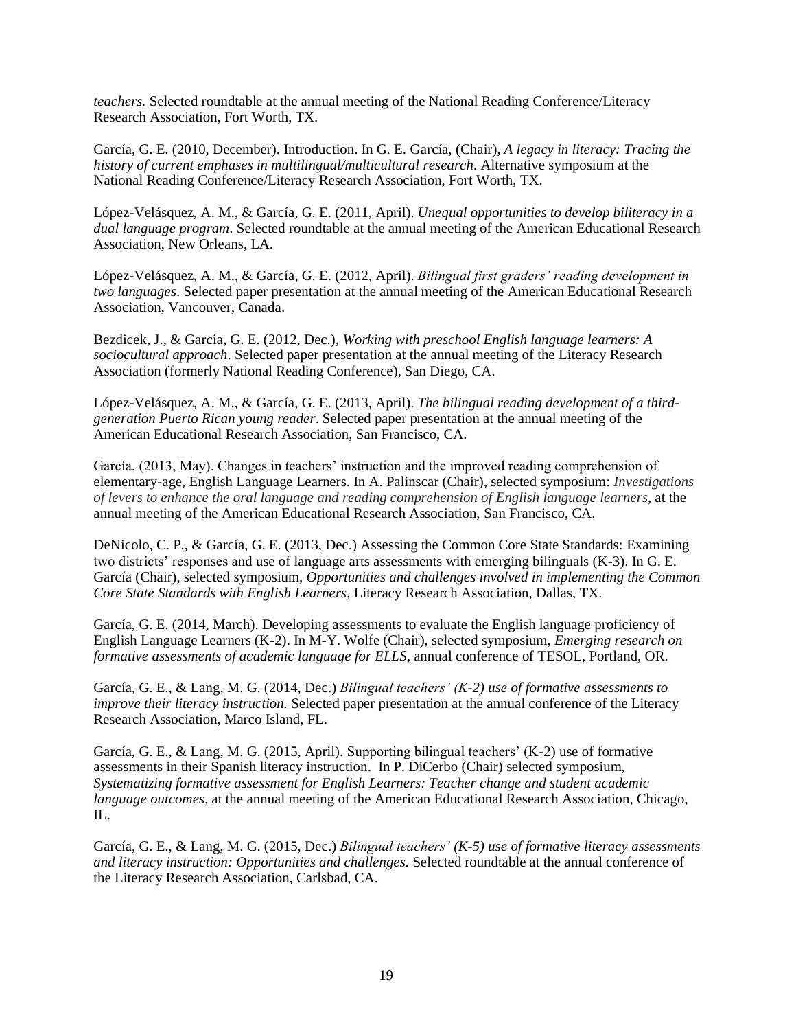*teachers.* Selected roundtable at the annual meeting of the National Reading Conference/Literacy Research Association, Fort Worth, TX.

García, G. E. (2010, December). Introduction. In G. E. García, (Chair), *A legacy in literacy: Tracing the history of current emphases in multilingual/multicultural research*. Alternative symposium at the National Reading Conference/Literacy Research Association, Fort Worth, TX.

López-Velásquez, A. M., & García, G. E. (2011, April). *Unequal opportunities to develop biliteracy in a dual language program*. Selected roundtable at the annual meeting of the American Educational Research Association, New Orleans, LA.

López-Velásquez, A. M., & García, G. E. (2012, April). *Bilingual first graders' reading development in two languages*. Selected paper presentation at the annual meeting of the American Educational Research Association, Vancouver, Canada.

Bezdicek, J., & Garcia, G. E. (2012, Dec.), *Working with preschool English language learners: A sociocultural approach*. Selected paper presentation at the annual meeting of the Literacy Research Association (formerly National Reading Conference), San Diego, CA.

López-Velásquez, A. M., & García, G. E. (2013, April). *The bilingual reading development of a third-generation Puerto Rican young reader*. Selected paper presentation at the annual meeting of the American Educational Research Association, San Francisco, CA.

García, (2013, May). Changes in teachers' instruction and the improved reading comprehension of elementary-age, English Language Learners. In A. Palinscar (Chair), selected symposium: *Investigations of levers to enhance the oral language and reading comprehension of English language learners*, at the annual meeting of the American Educational Research Association, San Francisco, CA.

DeNicolo, C. P., & García, G. E. (2013, Dec.) Assessing the Common Core State Standards: Examining two districts' responses and use of language arts assessments with emerging bilinguals (K-3). In G. E. García (Chair), selected symposium, *Opportunities and challenges involved in implementing the Common Core State Standards with English Learners*, Literacy Research Association, Dallas, TX.

García, G. E. (2014, March). Developing assessments to evaluate the English language proficiency of English Language Learners (K-2). In M-Y. Wolfe (Chair), selected symposium, *Emerging research on formative assessments of academic language for ELLS*, annual conference of TESOL, Portland, OR.

García, G. E., & Lang, M. G. (2014, Dec.) *Bilingual teachers' (K-2) use of formative assessments to improve their literacy instruction.* Selected paper presentation at the annual conference of the Literacy Research Association, Marco Island, FL.

García, G. E., & Lang, M. G. (2015, April). Supporting bilingual teachers' (K-2) use of formative assessments in their Spanish literacy instruction. In P. DiCerbo (Chair) selected symposium, *Systematizing formative assessment for English Learners: Teacher change and student academic language outcomes*, at the annual meeting of the American Educational Research Association, Chicago, IL.

García, G. E., & Lang, M. G. (2015, Dec.) *Bilingual teachers' (K-5) use of formative literacy assessments and literacy instruction: Opportunities and challenges.* Selected roundtable at the annual conference of the Literacy Research Association, Carlsbad, CA.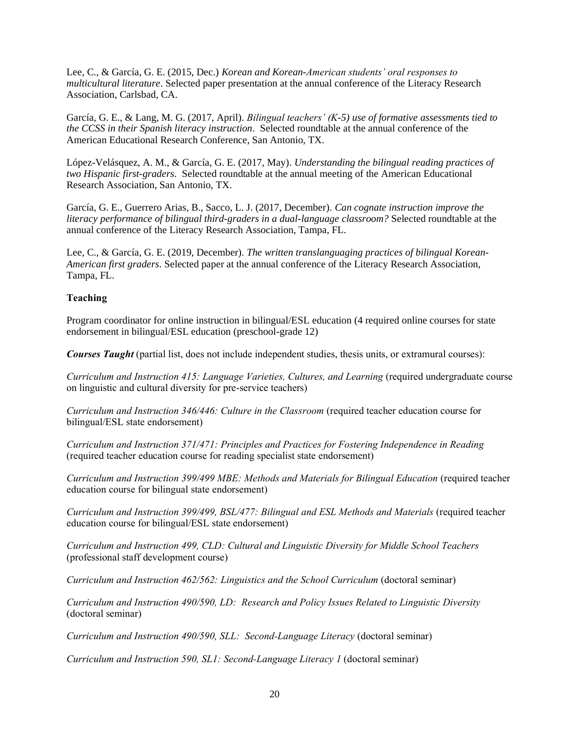Lee, C., & García, G. E. (2015, Dec.) *Korean and Korean-American students' oral responses to multicultural literature*. Selected paper presentation at the annual conference of the Literacy Research Association, Carlsbad, CA.

García, G. E., & Lang, M. G. (2017, April). *Bilingual teachers' (K-5) use of formative assessments tied to the CCSS in their Spanish literacy instruction*. Selected roundtable at the annual conference of the American Educational Research Conference, San Antonio, TX.

López-Velásquez, A. M., & García, G. E. (2017, May). *Understanding the bilingual reading practices of two Hispanic first-graders*. Selected roundtable at the annual meeting of the American Educational Research Association, San Antonio, TX.

García, G. E., Guerrero Arias, B., Sacco, L. J. (2017, December). *Can cognate instruction improve the literacy performance of bilingual third-graders in a dual-language classroom?* Selected roundtable at the annual conference of the Literacy Research Association, Tampa, FL.

Lee, C., & García, G. E. (2019, December). *The written translanguaging practices of bilingual Korean-American first graders*. Selected paper at the annual conference of the Literacy Research Association, Tampa, FL.

**Teaching**

Program coordinator for online instruction in bilingual/ESL education (4 required online courses for state endorsement in bilingual/ESL education (preschool-grade 12)

***Courses Taught*** (partial list, does not include independent studies, thesis units, or extramural courses):

*Curriculum and Instruction 415: Language Varieties, Cultures, and Learning* (required undergraduate course on linguistic and cultural diversity for pre-service teachers)

*Curriculum and Instruction 346/446: Culture in the Classroom* (required teacher education course for bilingual/ESL state endorsement)

*Curriculum and Instruction 371/471: Principles and Practices for Fostering Independence in Reading* (required teacher education course for reading specialist state endorsement)

*Curriculum and Instruction 399/499 MBE: Methods and Materials for Bilingual Education* (required teacher education course for bilingual state endorsement)

*Curriculum and Instruction 399/499, BSL/477: Bilingual and ESL Methods and Materials* (required teacher education course for bilingual/ESL state endorsement)

*Curriculum and Instruction 499, CLD: Cultural and Linguistic Diversity for Middle School Teachers* (professional staff development course)

*Curriculum and Instruction 462/562: Linguistics and the School Curriculum* (doctoral seminar)

*Curriculum and Instruction 490/590, LD: Research and Policy Issues Related to Linguistic Diversity* (doctoral seminar)

*Curriculum and Instruction 490/590, SLL: Second-Language Literacy* (doctoral seminar)

*Curriculum and Instruction 590, SL1: Second-Language Literacy 1* (doctoral seminar)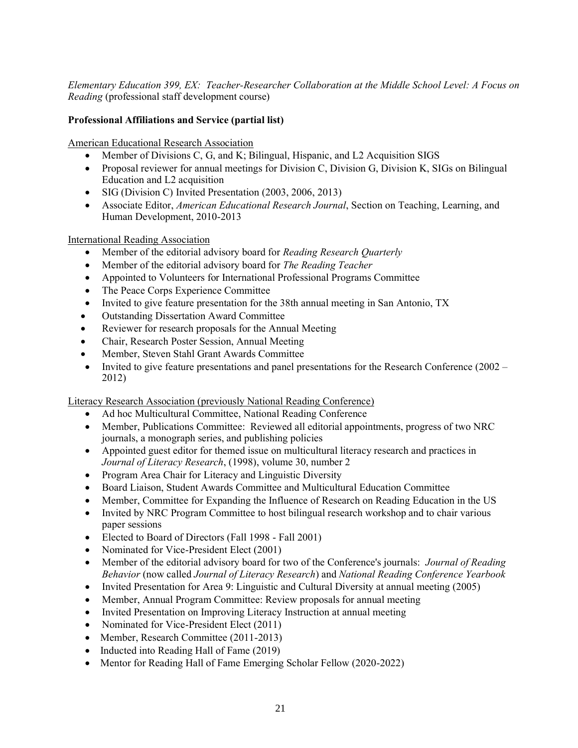*Elementary Education 399, EX: Teacher-Researcher Collaboration at the Middle School Level: A Focus on Reading* (professional staff development course)

**Professional Affiliations and Service (partial list)**

American Educational Research Association

- Member of Divisions C, G, and K; Bilingual, Hispanic, and L2 Acquisition SIGS
- Proposal reviewer for annual meetings for Division C, Division G, Division K, SIGs on Bilingual Education and L2 acquisition
- SIG (Division C) Invited Presentation (2003, 2006, 2013)
- Associate Editor, *American Educational Research Journal*, Section on Teaching, Learning, and Human Development, 2010-2013

International Reading Association

- Member of the editorial advisory board for *Reading Research Quarterly*
- Member of the editorial advisory board for *The Reading Teacher*
- Appointed to Volunteers for International Professional Programs Committee
- The Peace Corps Experience Committee
- Invited to give feature presentation for the 38th annual meeting in San Antonio, TX
- Outstanding Dissertation Award Committee
- Reviewer for research proposals for the Annual Meeting
- Chair, Research Poster Session, Annual Meeting
- Member, Steven Stahl Grant Awards Committee
- Invited to give feature presentations and panel presentations for the Research Conference (2002 – 2012)

Literacy Research Association (previously National Reading Conference)

- Ad hoc Multicultural Committee, National Reading Conference
- Member, Publications Committee: Reviewed all editorial appointments, progress of two NRC journals, a monograph series, and publishing policies
- Appointed guest editor for themed issue on multicultural literacy research and practices in *Journal of Literacy Research*, (1998), volume 30, number 2
- Program Area Chair for Literacy and Linguistic Diversity
- Board Liaison, Student Awards Committee and Multicultural Education Committee
- Member, Committee for Expanding the Influence of Research on Reading Education in the US
- Invited by NRC Program Committee to host bilingual research workshop and to chair various paper sessions
- Elected to Board of Directors (Fall 1998 - Fall 2001)
- Nominated for Vice-President Elect (2001)
- Member of the editorial advisory board for two of the Conference's journals: *Journal of Reading Behavior* (now called *Journal of Literacy Research*) and *National Reading Conference Yearbook*
- Invited Presentation for Area 9: Linguistic and Cultural Diversity at annual meeting (2005)
- Member, Annual Program Committee: Review proposals for annual meeting
- Invited Presentation on Improving Literacy Instruction at annual meeting
- Nominated for Vice-President Elect (2011)
- Member, Research Committee (2011-2013)
- Inducted into Reading Hall of Fame (2019)
- Mentor for Reading Hall of Fame Emerging Scholar Fellow (2020-2022)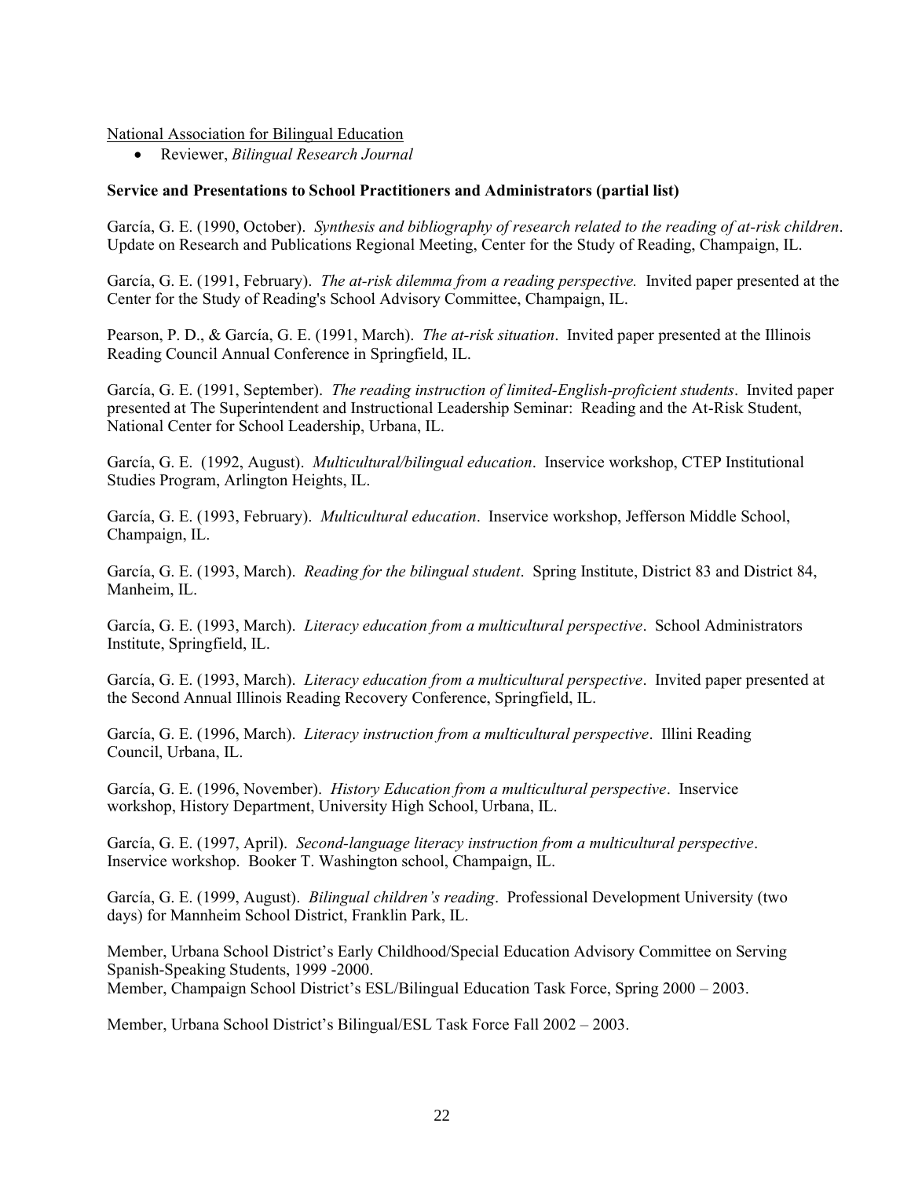National Association for Bilingual Education

- Reviewer, *Bilingual Research Journal*

**Service and Presentations to School Practitioners and Administrators (partial list)**

García, G. E. (1990, October). *Synthesis and bibliography of research related to the reading of at-risk children*. Update on Research and Publications Regional Meeting, Center for the Study of Reading, Champaign, IL.

García, G. E. (1991, February). *The at-risk dilemma from a reading perspective.* Invited paper presented at the Center for the Study of Reading's School Advisory Committee, Champaign, IL.

Pearson, P. D., & García, G. E. (1991, March). *The at-risk situation*. Invited paper presented at the Illinois Reading Council Annual Conference in Springfield, IL.

García, G. E. (1991, September). *The reading instruction of limited-English-proficient students*. Invited paper presented at The Superintendent and Instructional Leadership Seminar: Reading and the At-Risk Student, National Center for School Leadership, Urbana, IL.

García, G. E. (1992, August). *Multicultural/bilingual education*. Inservice workshop, CTEP Institutional Studies Program, Arlington Heights, IL.

García, G. E. (1993, February). *Multicultural education*. Inservice workshop, Jefferson Middle School, Champaign, IL.

García, G. E. (1993, March). *Reading for the bilingual student*. Spring Institute, District 83 and District 84, Manheim, IL.

García, G. E. (1993, March). *Literacy education from a multicultural perspective*. School Administrators Institute, Springfield, IL.

García, G. E. (1993, March). *Literacy education from a multicultural perspective*. Invited paper presented at the Second Annual Illinois Reading Recovery Conference, Springfield, IL.

García, G. E. (1996, March). *Literacy instruction from a multicultural perspective*. Illini Reading Council, Urbana, IL.

García, G. E. (1996, November). *History Education from a multicultural perspective*. Inservice workshop, History Department, University High School, Urbana, IL.

García, G. E. (1997, April). *Second-language literacy instruction from a multicultural perspective*. Inservice workshop. Booker T. Washington school, Champaign, IL.

García, G. E. (1999, August). *Bilingual children's reading*. Professional Development University (two days) for Mannheim School District, Franklin Park, IL.

Member, Urbana School District's Early Childhood/Special Education Advisory Committee on Serving Spanish-Speaking Students, 1999 -2000.
Member, Champaign School District's ESL/Bilingual Education Task Force, Spring 2000 – 2003.

Member, Urbana School District's Bilingual/ESL Task Force Fall 2002 – 2003.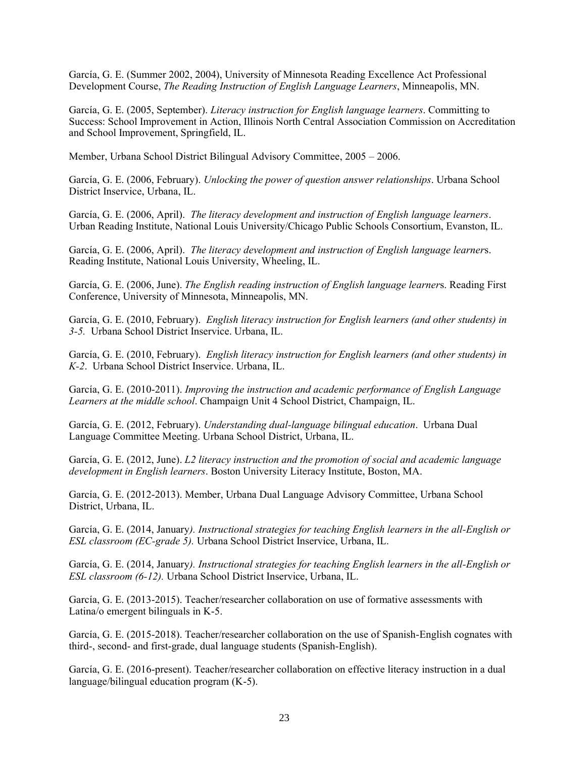García, G. E. (Summer 2002, 2004), University of Minnesota Reading Excellence Act Professional Development Course, *The Reading Instruction of English Language Learners*, Minneapolis, MN.

García, G. E. (2005, September). *Literacy instruction for English language learners*. Committing to Success: School Improvement in Action, Illinois North Central Association Commission on Accreditation and School Improvement, Springfield, IL.

Member, Urbana School District Bilingual Advisory Committee, 2005 – 2006.

García, G. E. (2006, February). *Unlocking the power of question answer relationships*. Urbana School District Inservice, Urbana, IL.

García, G. E. (2006, April). *The literacy development and instruction of English language learners*. Urban Reading Institute, National Louis University/Chicago Public Schools Consortium, Evanston, IL.

García, G. E. (2006, April). *The literacy development and instruction of English language learner*s. Reading Institute, National Louis University, Wheeling, IL.

García, G. E. (2006, June). *The English reading instruction of English language learner*s. Reading First Conference, University of Minnesota, Minneapolis, MN.

García, G. E. (2010, February). *English literacy instruction for English learners (and other students) in 3-5.* Urbana School District Inservice. Urbana, IL.

García, G. E. (2010, February). *English literacy instruction for English learners (and other students) in K-2*. Urbana School District Inservice. Urbana, IL.

García, G. E. (2010-2011). *Improving the instruction and academic performance of English Language Learners at the middle school*. Champaign Unit 4 School District, Champaign, IL.

García, G. E. (2012, February). *Understanding dual-language bilingual education*. Urbana Dual Language Committee Meeting. Urbana School District, Urbana, IL.

García, G. E. (2012, June). *L2 literacy instruction and the promotion of social and academic language development in English learners*. Boston University Literacy Institute, Boston, MA.

García, G. E. (2012-2013). Member, Urbana Dual Language Advisory Committee, Urbana School District, Urbana, IL.

García, G. E. (2014, January*). Instructional strategies for teaching English learners in the all-English or ESL classroom (EC-grade 5).* Urbana School District Inservice, Urbana, IL.

García, G. E. (2014, January*). Instructional strategies for teaching English learners in the all-English or ESL classroom (6-12).* Urbana School District Inservice, Urbana, IL.

García, G. E. (2013-2015). Teacher/researcher collaboration on use of formative assessments with Latina/o emergent bilinguals in K-5.

García, G. E. (2015-2018). Teacher/researcher collaboration on the use of Spanish-English cognates with third-, second- and first-grade, dual language students (Spanish-English).

García, G. E. (2016-present). Teacher/researcher collaboration on effective literacy instruction in a dual language/bilingual education program (K-5).